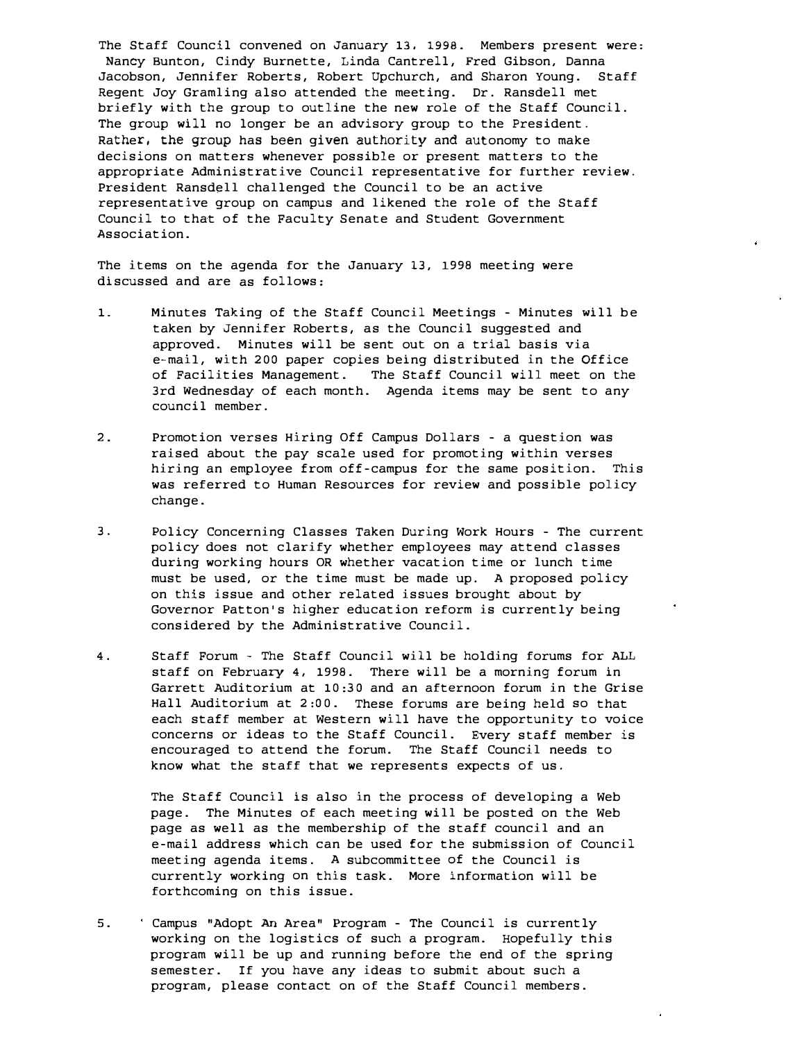The Staff Council convened on January 13, 1998. Members present were: Nancy Bunton, Cindy Burnette, Linda Cantrell, Fred Gibson, Danna Jacobson, Jennifer Roberts, Robert Upchurch, and Sharon Young. Staff Regent Joy Gramling also attended the meeting. Dr. Ransdell met briefly with the group to outline the new role of the Staff Council. The group will no longer be an advisory group to the President. Rather, the group has been given authority and autonomy to make decisions on matters whenever possible or present matters to the appropriate Administrative Council representative for further review. President Ransdell challenged the Council to be an active representative group on campus and likened the role of the Staff Council to that of the Faculty Senate and Student Government Association.

The items on the agenda for the January 13, 1998 meeting were discussed and are as follows:

1. Minutes Taking of the Staff Council Meetings - Minutes will be taken by Jennifer Roberts, as the Council suggested and approved. Minutes will be sent out on a trial basis via e-mail, with 200 paper copies being distributed in the Office of Facilities Management. The Staff Council will meet on the 3rd Wednesday of each month. Agenda items may be sent to any council member.

2. Promotion verses Hiring Off Campus Dollars - a question was raised about the pay scale used for promoting within verses hiring an employee from off-campus for the same position. This was referred to Human Resources for review and possible policy change.

3. Policy Concerning Classes Taken During Work Hours - The current policy does not clarify whether employees may attend classes during working hours OR whether vacation time or lunch time must be used, or the time must be made up. A proposed policy on this issue and other related issues brought about by Governor Patton's higher education reform is currently being considered by the Administrative Council.

4. Staff Forum - The Staff Council will be holding forums for ALL staff on February 4, 1998. There will be a morning forum in Garrett Auditorium at 10:30 and an afternoon forum in the Grise Hall Auditorium at 2:00. These forums are being held so that each staff member at Western will have the opportunity to voice concerns or ideas to the Staff Council. Every staff member is encouraged to attend the forum. The Staff Council needs to know what the staff that we represents expects of us.

   The Staff Council is also in the process of developing a Web page. The Minutes of each meeting will be posted on the Web page as well as the membership of the staff council and an e-mail address which can be used for the submission of Council meeting agenda items. A subcommittee of the Council is currently working on this task. More information will be forthcoming on this issue.

5. Campus "Adopt An Area" Program - The Council is currently working on the logistics of such a program. Hopefully this program will be up and running before the end of the spring semester. If you have any ideas to submit about such a program, please contact on of the Staff Council members.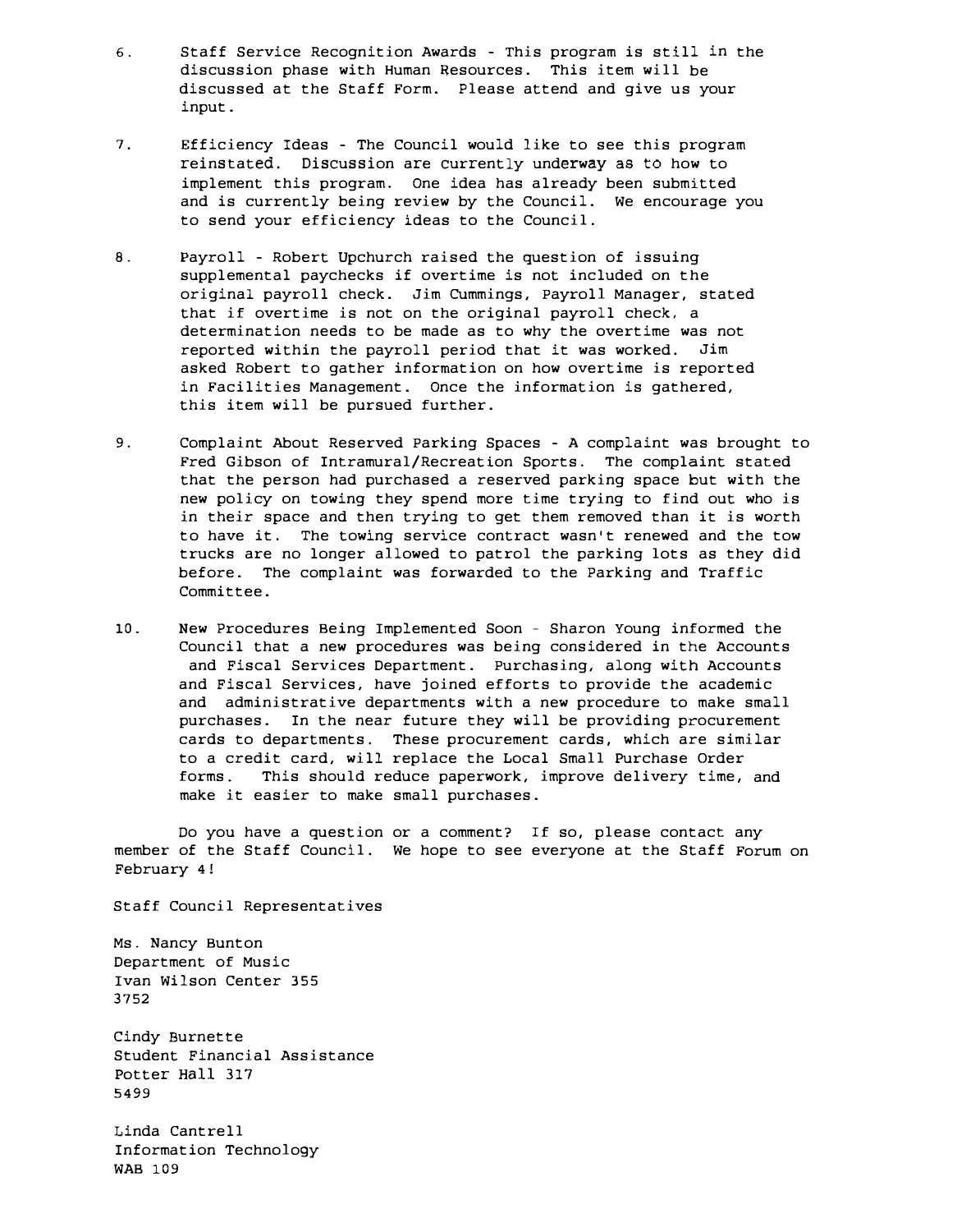6. Staff Service Recognition Awards - This program is still in the discussion phase with Human Resources. This item will be discussed at the Staff Form. Please attend and give us your input.

7. Efficiency Ideas - The Council would like to see this program reinstated. Discussion are currently underway as to how to implement this program. One idea has already been submitted and is currently being review by the Council. We encourage you to send your efficiency ideas to the Council.

8. Payroll - Robert Upchurch raised the question of issuing supplemental paychecks if overtime is not included on the original payroll check. Jim Cummings, Payroll Manager, stated that if overtime is not on the original payroll check, a determination needs to be made as to why the overtime was not reported within the payroll period that it was worked. Jim asked Robert to gather information on how overtime is reported in Facilities Management. Once the information is gathered, this item will be pursued further.

9. Complaint About Reserved Parking Spaces - A complaint was brought to Fred Gibson of Intramural/Recreation Sports. The complaint stated that the person had purchased a reserved parking space but with the new policy on towing they spend more time trying to find out who is in their space and then trying to get them removed than it is worth to have it. The towing service contract wasn't renewed and the tow trucks are no longer allowed to patrol the parking lots as they did before. The complaint was forwarded to the Parking and Traffic Committee.

10. New Procedures Being Implemented Soon - Sharon Young informed the Council that a new procedures was being considered in the Accounts and Fiscal Services Department. Purchasing, along with Accounts and Fiscal Services, have joined efforts to provide the academic and administrative departments with a new procedure to make small purchases. In the near future they will be providing procurement cards to departments. These procurement cards, which are similar to a credit card, will replace the Local Small Purchase Order forms. This should reduce paperwork, improve delivery time, and make it easier to make small purchases.

Do you have a question or a comment? If so, please contact any member of the Staff Council. We hope to see everyone at the Staff Forum on February 4!

Staff Council Representatives

Ms. Nancy Bunton
Department of Music
Ivan Wilson Center 355
3752

Cindy Burnette
Student Financial Assistance
Potter Hall 317
5499

Linda Cantrell
Information Technology
WAB 109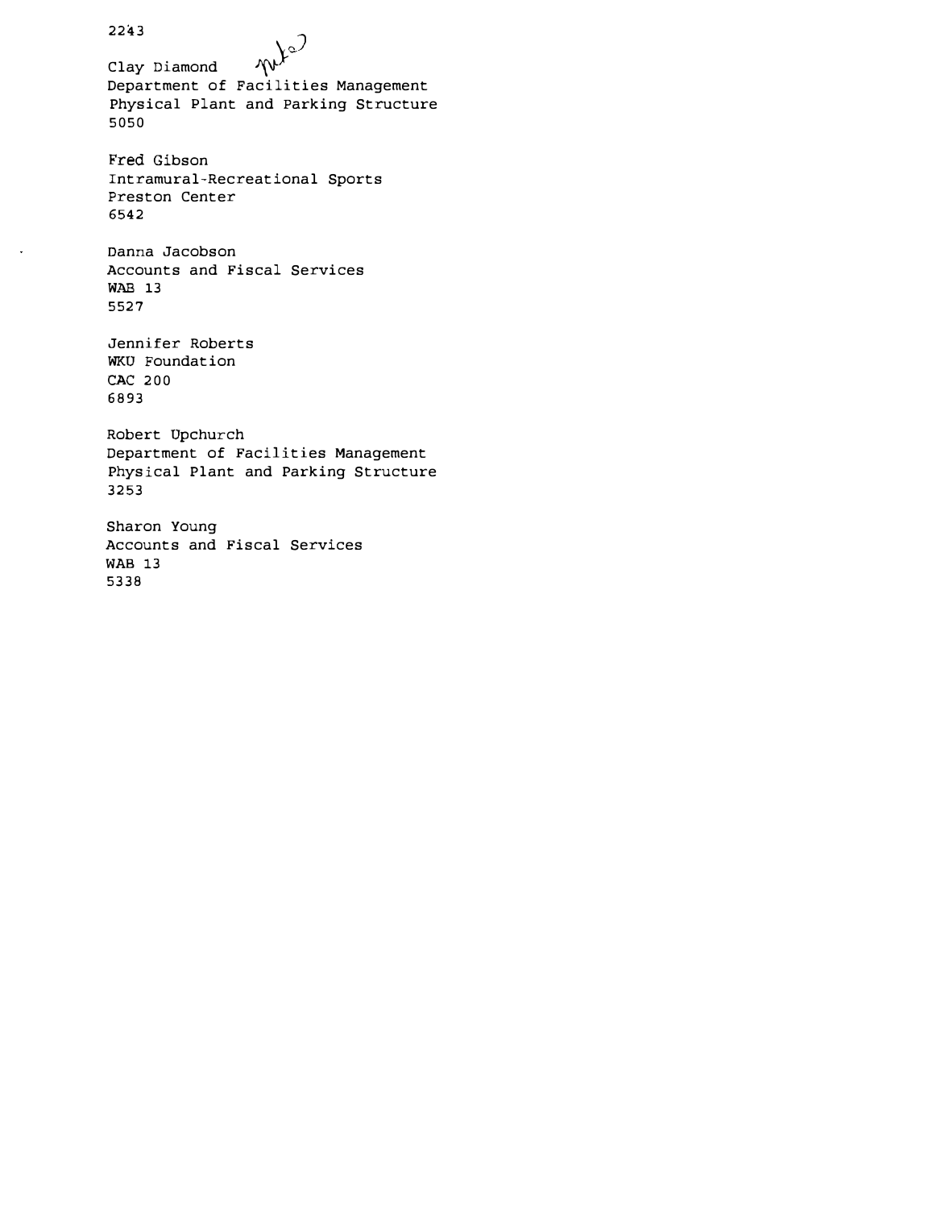2243

Clay Diamond
Department of Facilities Management
Physical Plant and Parking Structure
5050

Fred Gibson
Intramural-Recreational Sports
Preston Center
6542

Danna Jacobson
Accounts and Fiscal Services
WAB 13
5527

Jennifer Roberts
WKU Foundation
CAC 200
6893

Robert Upchurch
Department of Facilities Management
Physical Plant and Parking Structure
3253

Sharon Young
Accounts and Fiscal Services
WAB 13
5338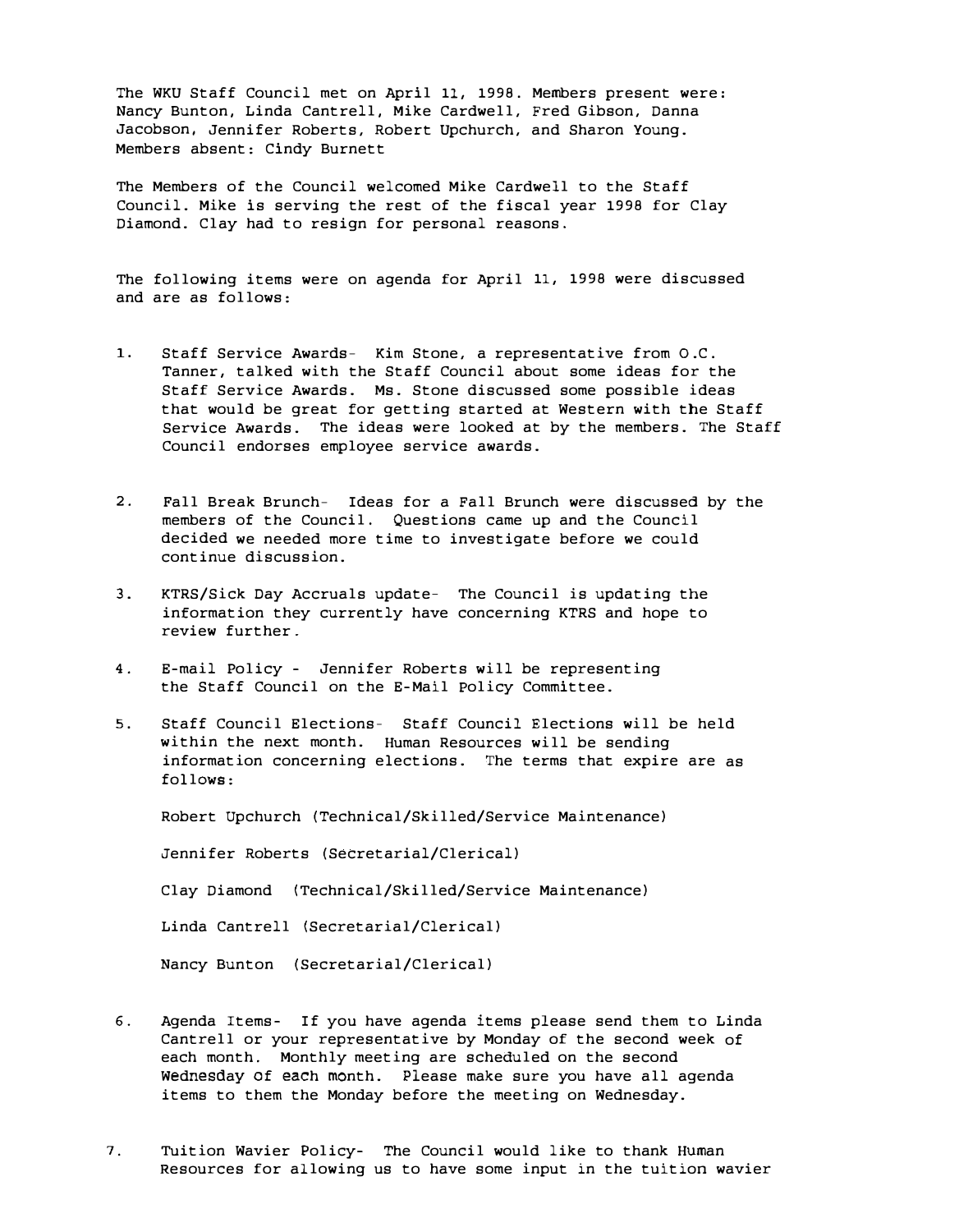The WKU Staff Council met on April 11, 1998. Members present were: Nancy Bunton, Linda Cantrell, Mike Cardwell, Fred Gibson, Danna Jacobson, Jennifer Roberts, Robert Upchurch, and Sharon Young. Members absent: Cindy Burnett

The Members of the Council welcomed Mike Cardwell to the Staff Council. Mike is serving the rest of the fiscal year 1998 for Clay Diamond. Clay had to resign for personal reasons.

The following items were on agenda for April 11, 1998 were discussed and are as follows:

1. Staff Service Awards- Kim Stone, a representative from O.C. Tanner, talked with the Staff Council about some ideas for the Staff Service Awards. Ms. Stone discussed some possible ideas that would be great for getting started at Western with the Staff Service Awards. The ideas were looked at by the members. The Staff Council endorses employee service awards.

2. Fall Break Brunch- Ideas for a Fall Brunch were discussed by the members of the Council. Questions came up and the Council decided we needed more time to investigate before we could continue discussion.

3. KTRS/Sick Day Accruals update- The Council is updating the information they currently have concerning KTRS and hope to review further.

4. E-mail Policy - Jennifer Roberts will be representing the Staff Council on the E-Mail Policy Committee.

5. Staff Council Elections- Staff Council Elections will be held within the next month. Human Resources will be sending information concerning elections. The terms that expire are as follows:

   Robert Upchurch (Technical/Skilled/Service Maintenance)

   Jennifer Roberts (Secretarial/Clerical)

   Clay Diamond (Technical/Skilled/Service Maintenance)

   Linda Cantrell (Secretarial/Clerical)

   Nancy Bunton (Secretarial/Clerical)

6. Agenda Items- If you have agenda items please send them to Linda Cantrell or your representative by Monday of the second week of each month. Monthly meeting are scheduled on the second Wednesday of each month. Please make sure you have all agenda items to them the Monday before the meeting on Wednesday.

7. Tuition Wavier Policy- The Council would like to thank Human Resources for allowing us to have some input in the tuition wavier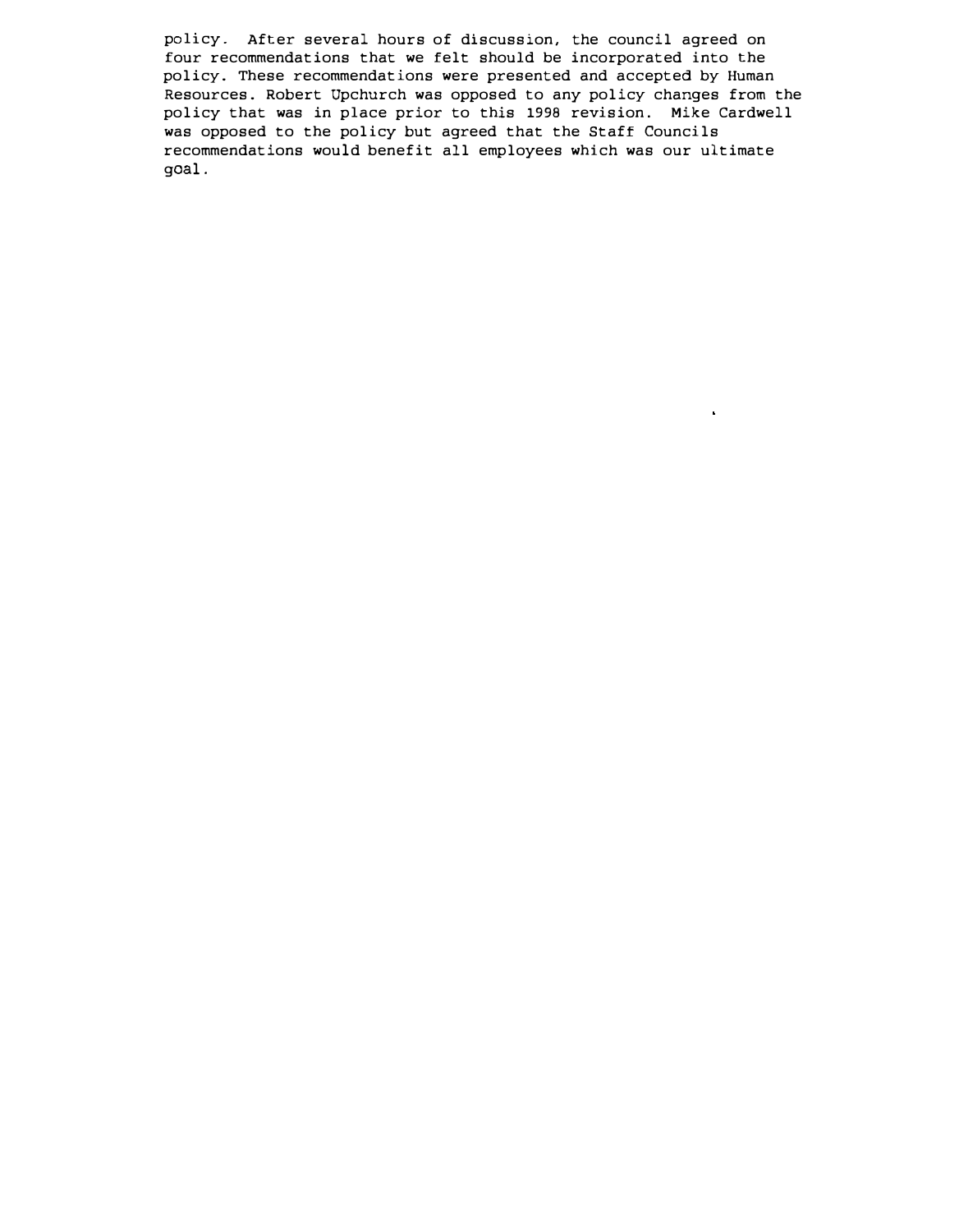policy. After several hours of discussion, the council agreed on four recommendations that we felt should be incorporated into the policy. These recommendations were presented and accepted by Human Resources. Robert Upchurch was opposed to any policy changes from the policy that was in place prior to this 1998 revision. Mike Cardwell was opposed to the policy but agreed that the Staff Councils recommendations would benefit all employees which was our ultimate goal.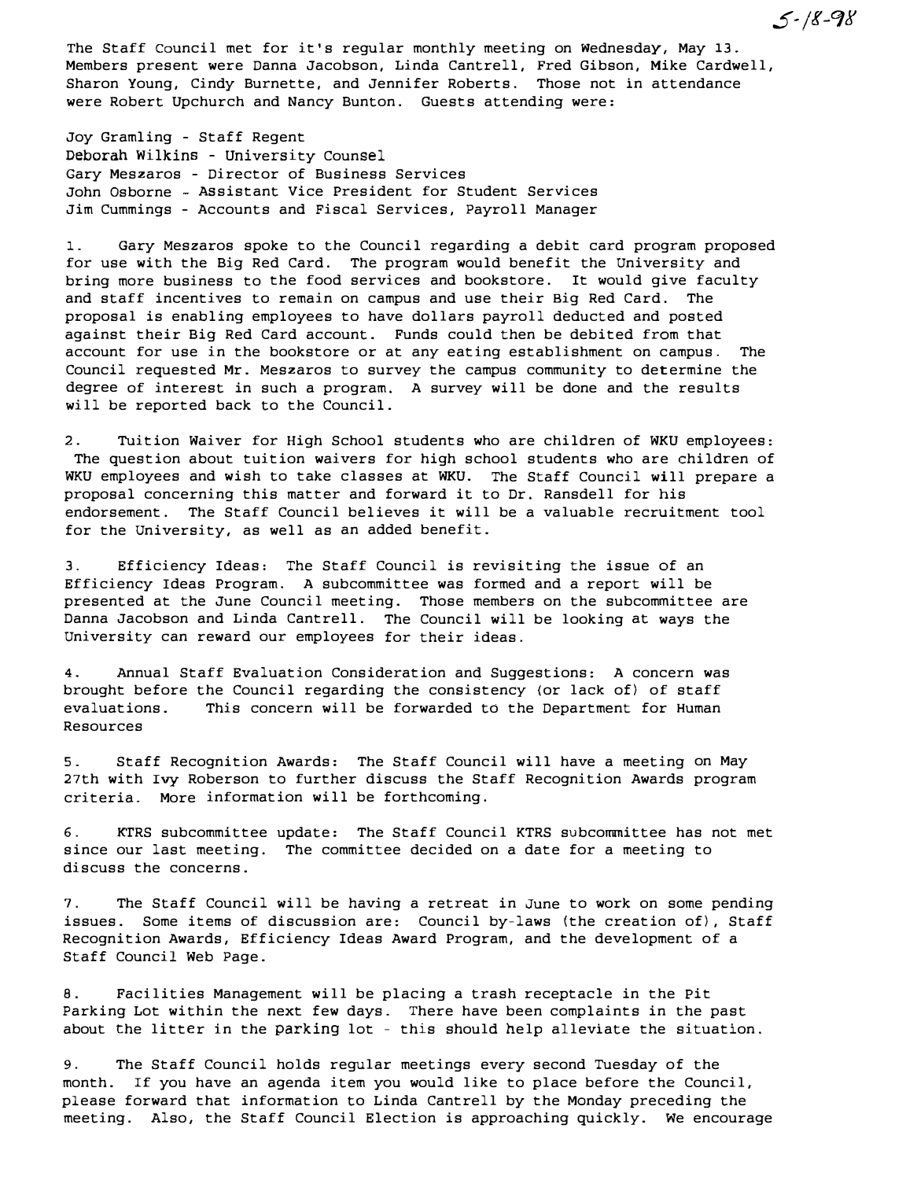5-18-98

The Staff Council met for it's regular monthly meeting on Wednesday, May 13. Members present were Danna Jacobson, Linda Cantrell, Fred Gibson, Mike Cardwell, Sharon Young, Cindy Burnette, and Jennifer Roberts. Those not in attendance were Robert Upchurch and Nancy Bunton. Guests attending were:

Joy Gramling - Staff Regent
Deborah Wilkins - University Counsel
Gary Meszaros - Director of Business Services
John Osborne - Assistant Vice President for Student Services
Jim Cummings - Accounts and Fiscal Services, Payroll Manager

1. Gary Meszaros spoke to the Council regarding a debit card program proposed for use with the Big Red Card. The program would benefit the University and bring more business to the food services and bookstore. It would give faculty and staff incentives to remain on campus and use their Big Red Card. The proposal is enabling employees to have dollars payroll deducted and posted against their Big Red Card account. Funds could then be debited from that account for use in the bookstore or at any eating establishment on campus. The Council requested Mr. Meszaros to survey the campus community to determine the degree of interest in such a program. A survey will be done and the results will be reported back to the Council.

2. Tuition Waiver for High School students who are children of WKU employees: The question about tuition waivers for high school students who are children of WKU employees and wish to take classes at WKU. The Staff Council will prepare a proposal concerning this matter and forward it to Dr. Ransdell for his endorsement. The Staff Council believes it will be a valuable recruitment tool for the University, as well as an added benefit.

3. Efficiency Ideas: The Staff Council is revisiting the issue of an Efficiency Ideas Program. A subcommittee was formed and a report will be presented at the June Council meeting. Those members on the subcommittee are Danna Jacobson and Linda Cantrell. The Council will be looking at ways the University can reward our employees for their ideas.

4. Annual Staff Evaluation Consideration and Suggestions: A concern was brought before the Council regarding the consistency (or lack of) of staff evaluations. This concern will be forwarded to the Department for Human Resources

5. Staff Recognition Awards: The Staff Council will have a meeting on May 27th with Ivy Roberson to further discuss the Staff Recognition Awards program criteria. More information will be forthcoming.

6. KTRS subcommittee update: The Staff Council KTRS subcommittee has not met since our last meeting. The committee decided on a date for a meeting to discuss the concerns.

7. The Staff Council will be having a retreat in June to work on some pending issues. Some items of discussion are: Council by-laws (the creation of), Staff Recognition Awards, Efficiency Ideas Award Program, and the development of a Staff Council Web Page.

8. Facilities Management will be placing a trash receptacle in the Pit Parking Lot within the next few days. There have been complaints in the past about the litter in the parking lot - this should help alleviate the situation.

9. The Staff Council holds regular meetings every second Tuesday of the month. If you have an agenda item you would like to place before the Council, please forward that information to Linda Cantrell by the Monday preceding the meeting. Also, the Staff Council Election is approaching quickly. We encourage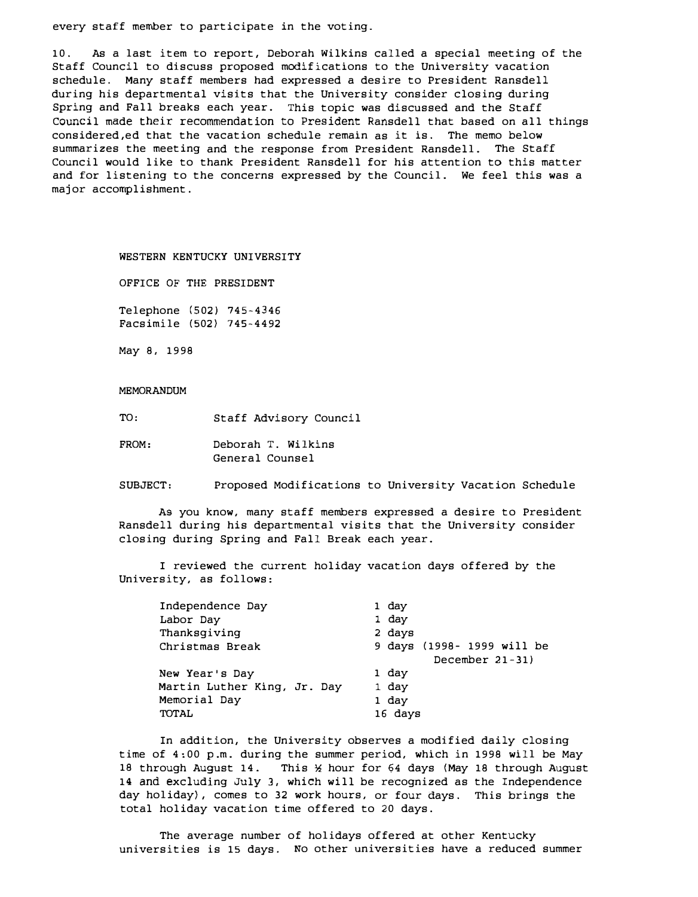every staff member to participate in the voting.

10. As a last item to report, Deborah Wilkins called a special meeting of the Staff Council to discuss proposed modifications to the University vacation schedule. Many staff members had expressed a desire to President Ransdell during his departmental visits that the University consider closing during Spring and Fall breaks each year. This topic was discussed and the Staff Council made their recommendation to President Ransdell that based on all things considered,ed that the vacation schedule remain as it is. The memo below summarizes the meeting and the response from President Ransdell. The Staff Council would like to thank President Ransdell for his attention to this matter and for listening to the concerns expressed by the Council. We feel this was a major accomplishment.

WESTERN KENTUCKY UNIVERSITY

OFFICE OF THE PRESIDENT

Telephone (502) 745-4346
Facsimile (502) 745-4492

May 8, 1998

MEMORANDUM

TO: Staff Advisory Council

FROM: Deborah T. Wilkins
General Counsel

SUBJECT: Proposed Modifications to University Vacation Schedule

As you know, many staff members expressed a desire to President Ransdell during his departmental visits that the University consider closing during Spring and Fall Break each year.

I reviewed the current holiday vacation days offered by the University, as follows:

| | |
|---|---|
| Independence Day | 1 day |
| Labor Day | 1 day |
| Thanksgiving | 2 days |
| Christmas Break | 9 days (1998- 1999 will be December 21-31) |
| New Year's Day | 1 day |
| Martin Luther King, Jr. Day | 1 day |
| Memorial Day | 1 day |
| TOTAL | 16 days |

In addition, the University observes a modified daily closing time of 4:00 p.m. during the summer period, which in 1998 will be May 18 through August 14. This ½ hour for 64 days (May 18 through August 14 and excluding July 3, which will be recognized as the Independence day holiday), comes to 32 work hours, or four days. This brings the total holiday vacation time offered to 20 days.

The average number of holidays offered at other Kentucky universities is 15 days. No other universities have a reduced summer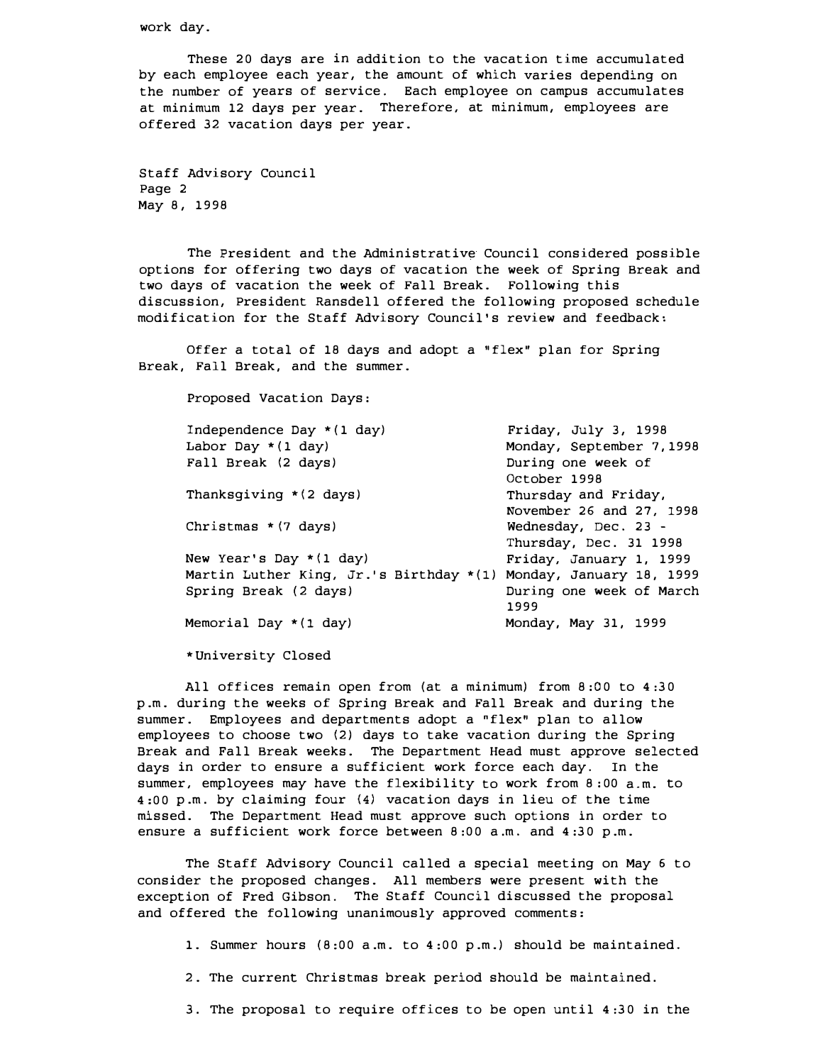work day.

These 20 days are in addition to the vacation time accumulated by each employee each year, the amount of which varies depending on the number of years of service. Each employee on campus accumulates at minimum 12 days per year. Therefore, at minimum, employees are offered 32 vacation days per year.

Staff Advisory Council
Page 2
May 8, 1998

The President and the Administrative Council considered possible options for offering two days of vacation the week of Spring Break and two days of vacation the week of Fall Break. Following this discussion, President Ransdell offered the following proposed schedule modification for the Staff Advisory Council's review and feedback:

Offer a total of 18 days and adopt a "flex" plan for Spring Break, Fall Break, and the summer.

Proposed Vacation Days:

| | |
|---|---|
| Independence Day *(1 day) | Friday, July 3, 1998 |
| Labor Day *(1 day) | Monday, September 7,1998 |
| Fall Break (2 days) | During one week of October 1998 |
| Thanksgiving *(2 days) | Thursday and Friday, November 26 and 27, 1998 |
| Christmas *(7 days) | Wednesday, Dec. 23 - Thursday, Dec. 31 1998 |
| New Year's Day *(1 day) | Friday, January 1, 1999 |
| Martin Luther King, Jr.'s Birthday *(1) | Monday, January 18, 1999 |
| Spring Break (2 days) | During one week of March 1999 |
| Memorial Day *(1 day) | Monday, May 31, 1999 |

*University Closed

All offices remain open from (at a minimum) from 8:00 to 4:30 p.m. during the weeks of Spring Break and Fall Break and during the summer. Employees and departments adopt a "flex" plan to allow employees to choose two (2) days to take vacation during the Spring Break and Fall Break weeks. The Department Head must approve selected days in order to ensure a sufficient work force each day. In the summer, employees may have the flexibility to work from 8:00 a.m. to 4:00 p.m. by claiming four (4) vacation days in lieu of the time missed. The Department Head must approve such options in order to ensure a sufficient work force between 8:00 a.m. and 4:30 p.m.

The Staff Advisory Council called a special meeting on May 6 to consider the proposed changes. All members were present with the exception of Fred Gibson. The Staff Council discussed the proposal and offered the following unanimously approved comments:

1. Summer hours (8:00 a.m. to 4:00 p.m.) should be maintained.

2. The current Christmas break period should be maintained.

3. The proposal to require offices to be open until 4:30 in the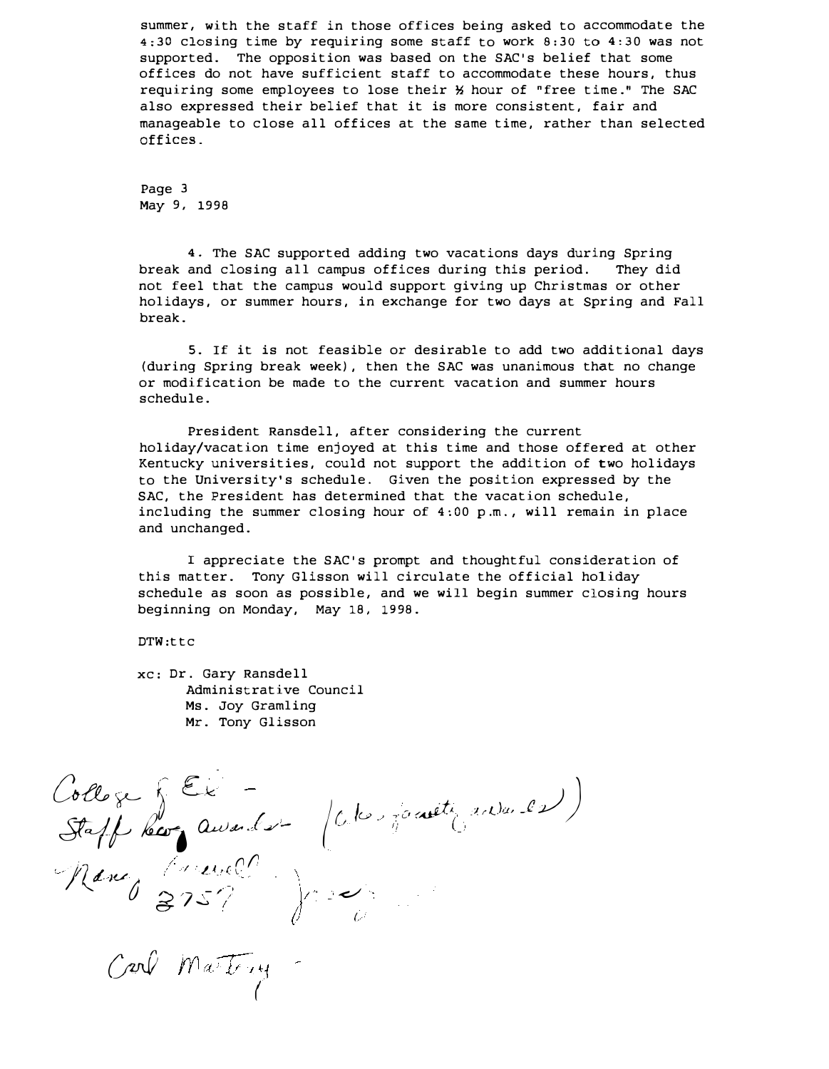summer, with the staff in those offices being asked to accommodate the 4:30 closing time by requiring some staff to work 8:30 to 4:30 was not supported. The opposition was based on the SAC's belief that some offices do not have sufficient staff to accommodate these hours, thus requiring some employees to lose their ½ hour of "free time." The SAC also expressed their belief that it is more consistent, fair and manageable to close all offices at the same time, rather than selected offices.

Page 3
May 9, 1998

4. The SAC supported adding two vacations days during Spring break and closing all campus offices during this period. They did not feel that the campus would support giving up Christmas or other holidays, or summer hours, in exchange for two days at Spring and Fall break.

5. If it is not feasible or desirable to add two additional days (during Spring break week), then the SAC was unanimous that no change or modification be made to the current vacation and summer hours schedule.

President Ransdell, after considering the current holiday/vacation time enjoyed at this time and those offered at other Kentucky universities, could not support the addition of two holidays to the University's schedule. Given the position expressed by the SAC, the President has determined that the vacation schedule, including the summer closing hour of 4:00 p.m., will remain in place and unchanged.

I appreciate the SAC's prompt and thoughtful consideration of this matter. Tony Glisson will circulate the official holiday schedule as soon as possible, and we will begin summer closing hours beginning on Monday, May 18, 1998.

DTW:ttc

xc: Dr. Gary Ransdell
Administrative Council
Ms. Joy Gramling
Mr. Tony Glisson

College of Ed -
Staff Recog awards (also faculty awards)
Nancy Farrell
3757

Carl Martray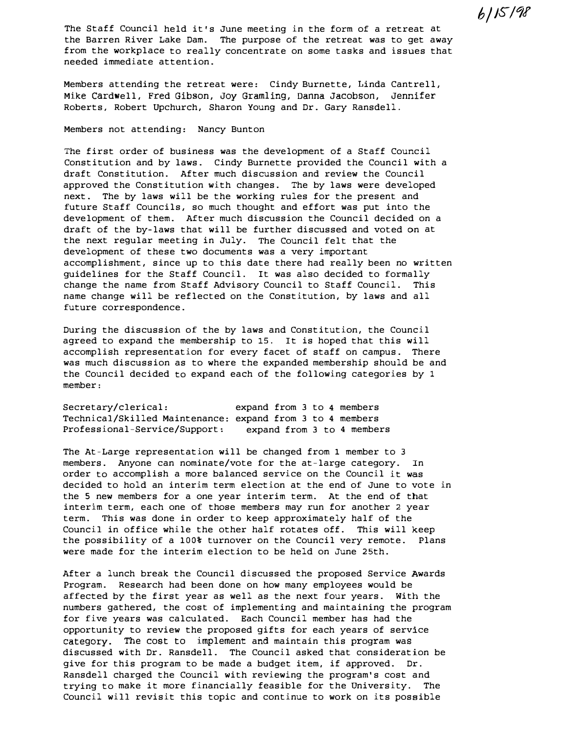6/15/98

The Staff Council held it's June meeting in the form of a retreat at the Barren River Lake Dam. The purpose of the retreat was to get away from the workplace to really concentrate on some tasks and issues that needed immediate attention.

Members attending the retreat were: Cindy Burnette, Linda Cantrell, Mike Cardwell, Fred Gibson, Joy Gramling, Danna Jacobson, Jennifer Roberts, Robert Upchurch, Sharon Young and Dr. Gary Ransdell.

Members not attending: Nancy Bunton

The first order of business was the development of a Staff Council Constitution and by laws. Cindy Burnette provided the Council with a draft Constitution. After much discussion and review the Council approved the Constitution with changes. The by laws were developed next. The by laws will be the working rules for the present and future Staff Councils, so much thought and effort was put into the development of them. After much discussion the Council decided on a draft of the by-laws that will be further discussed and voted on at the next regular meeting in July. The Council felt that the development of these two documents was a very important accomplishment, since up to this date there had really been no written guidelines for the Staff Council. It was also decided to formally change the name from Staff Advisory Council to Staff Council. This name change will be reflected on the Constitution, by laws and all future correspondence.

During the discussion of the by laws and Constitution, the Council agreed to expand the membership to 15. It is hoped that this will accomplish representation for every facet of staff on campus. There was much discussion as to where the expanded membership should be and the Council decided to expand each of the following categories by 1 member:

Secretary/clerical: expand from 3 to 4 members
Technical/Skilled Maintenance: expand from 3 to 4 members
Professional-Service/Support: expand from 3 to 4 members

The At-Large representation will be changed from 1 member to 3 members. Anyone can nominate/vote for the at-large category. In order to accomplish a more balanced service on the Council it was decided to hold an interim term election at the end of June to vote in the 5 new members for a one year interim term. At the end of that interim term, each one of those members may run for another 2 year term. This was done in order to keep approximately half of the Council in office while the other half rotates off. This will keep the possibility of a 100% turnover on the Council very remote. Plans were made for the interim election to be held on June 25th.

After a lunch break the Council discussed the proposed Service Awards Program. Research had been done on how many employees would be affected by the first year as well as the next four years. With the numbers gathered, the cost of implementing and maintaining the program for five years was calculated. Each Council member has had the opportunity to review the proposed gifts for each years of service category. The cost to implement and maintain this program was discussed with Dr. Ransdell. The Council asked that consideration be give for this program to be made a budget item, if approved. Dr. Ransdell charged the Council with reviewing the program's cost and trying to make it more financially feasible for the University. The Council will revisit this topic and continue to work on its possible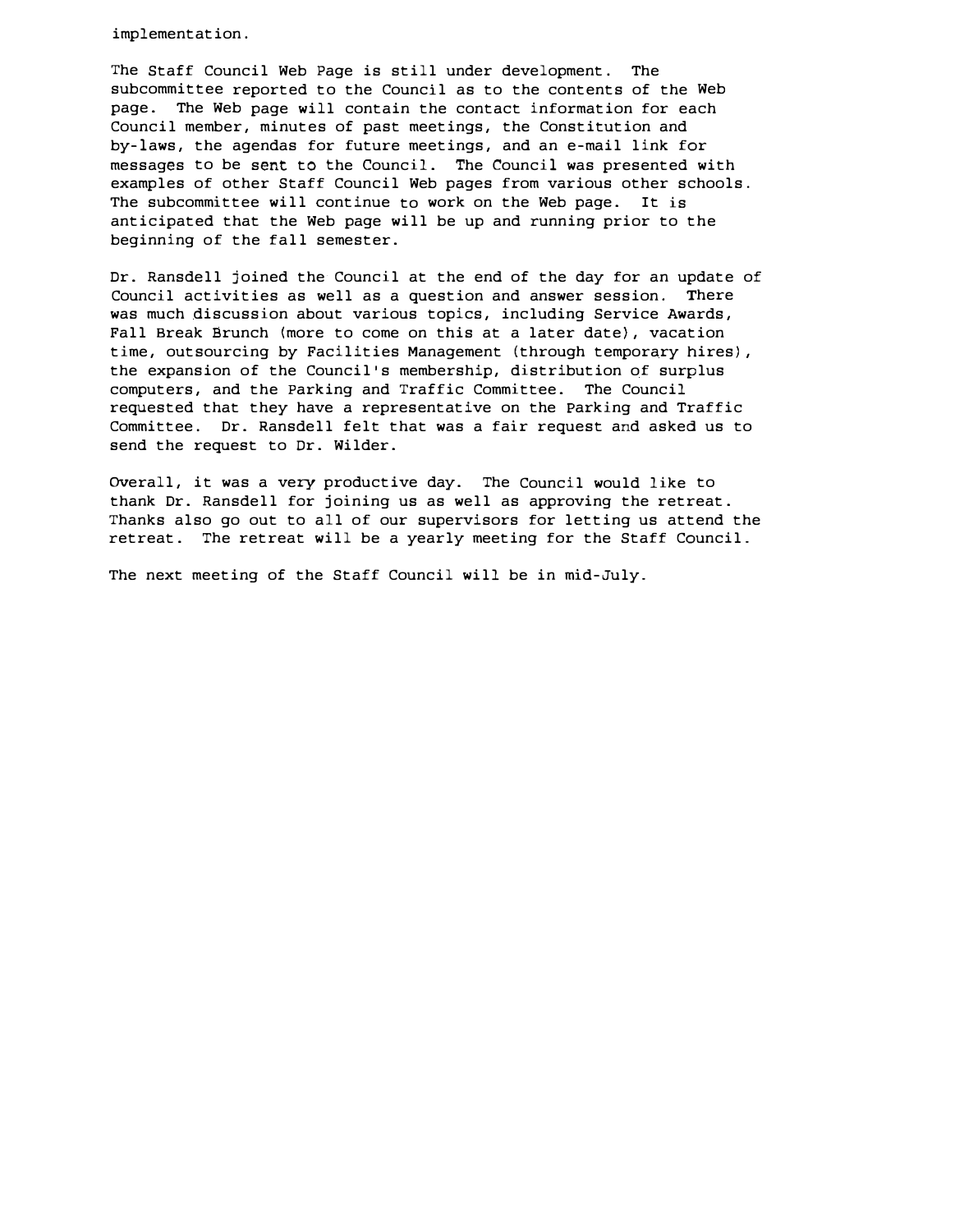implementation.

The Staff Council Web Page is still under development. The subcommittee reported to the Council as to the contents of the Web page. The Web page will contain the contact information for each Council member, minutes of past meetings, the Constitution and by-laws, the agendas for future meetings, and an e-mail link for messages to be sent to the Council. The Council was presented with examples of other Staff Council Web pages from various other schools. The subcommittee will continue to work on the Web page. It is anticipated that the Web page will be up and running prior to the beginning of the fall semester.

Dr. Ransdell joined the Council at the end of the day for an update of Council activities as well as a question and answer session. There was much discussion about various topics, including Service Awards, Fall Break Brunch (more to come on this at a later date), vacation time, outsourcing by Facilities Management (through temporary hires), the expansion of the Council's membership, distribution of surplus computers, and the Parking and Traffic Committee. The Council requested that they have a representative on the Parking and Traffic Committee. Dr. Ransdell felt that was a fair request and asked us to send the request to Dr. Wilder.

Overall, it was a very productive day. The Council would like to thank Dr. Ransdell for joining us as well as approving the retreat. Thanks also go out to all of our supervisors for letting us attend the retreat. The retreat will be a yearly meeting for the Staff Council.

The next meeting of the Staff Council will be in mid-July.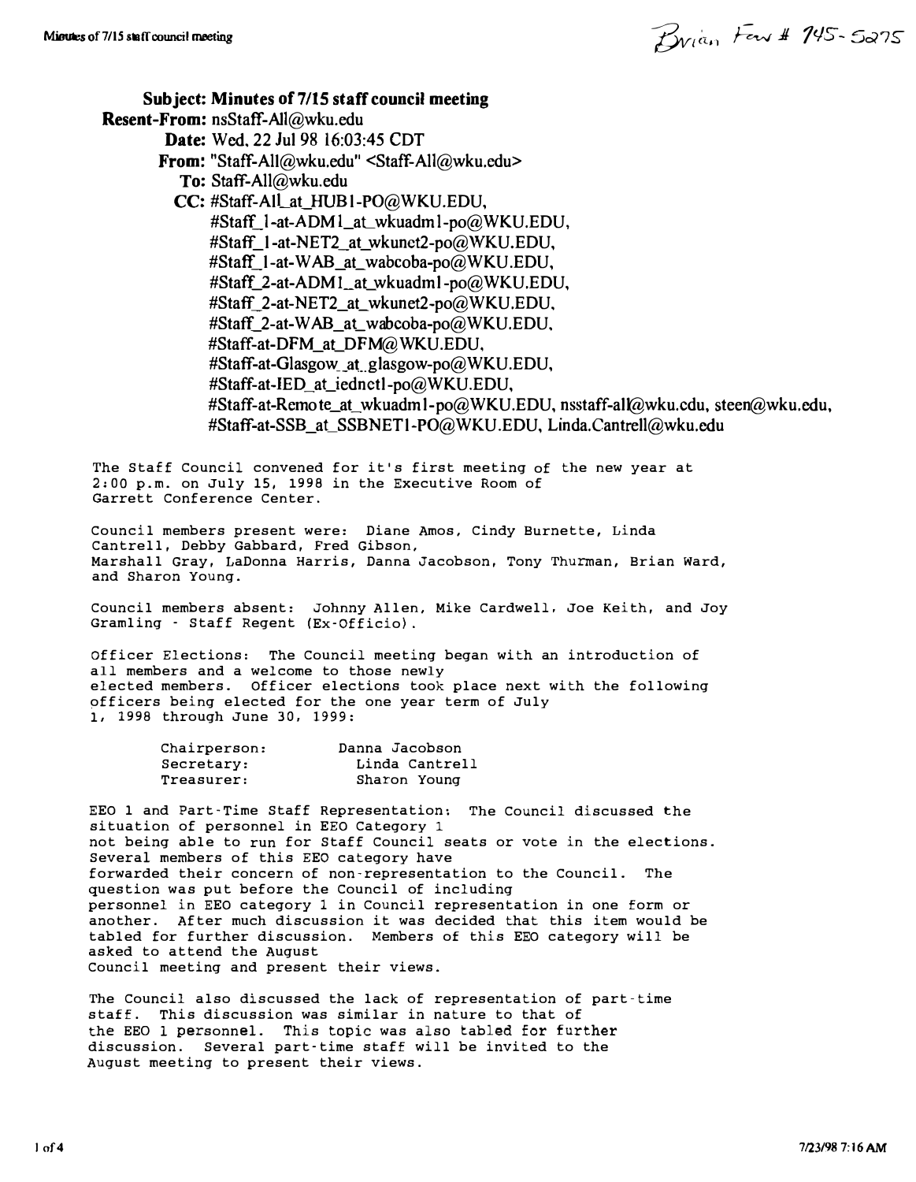Brian Fax # 745-5275

**Subject:** Minutes of 7/15 staff council meeting
**Resent-From:** nsStaff-All@wku.edu
**Date:** Wed, 22 Jul 98 16:03:45 CDT
**From:** "Staff-All@wku.edu" <Staff-All@wku.edu>
**To:** Staff-All@wku.edu
**CC:** #Staff-All_at_HUB1-PO@WKU.EDU, #Staff_1-at-ADM1_at_wkuadm1-po@WKU.EDU, #Staff_1-at-NET2_at_wkunet2-po@WKU.EDU, #Staff_1-at-WAB_at_wabcoba-po@WKU.EDU, #Staff_2-at-ADM1_at_wkuadm1-po@WKU.EDU, #Staff_2-at-NET2_at_wkunet2-po@WKU.EDU, #Staff_2-at-WAB_at_wabcoba-po@WKU.EDU, #Staff-at-DFM_at_DFM@WKU.EDU, #Staff-at-Glasgow_at_glasgow-po@WKU.EDU, #Staff-at-IED_at_iednet1-po@WKU.EDU, #Staff-at-Remote_at_wkuadm1-po@WKU.EDU, nsstaff-all@wku.edu, steen@wku.edu, #Staff-at-SSB_at_SSBNET1-PO@WKU.EDU, Linda.Cantrell@wku.edu

The Staff Council convened for it's first meeting of the new year at 2:00 p.m. on July 15, 1998 in the Executive Room of Garrett Conference Center.

Council members present were: Diane Amos, Cindy Burnette, Linda Cantrell, Debby Gabbard, Fred Gibson, Marshall Gray, LaDonna Harris, Danna Jacobson, Tony Thurman, Brian Ward, and Sharon Young.

Council members absent: Johnny Allen, Mike Cardwell, Joe Keith, and Joy Gramling - Staff Regent (Ex-Officio).

Officer Elections: The Council meeting began with an introduction of all members and a welcome to those newly elected members. Officer elections took place next with the following officers being elected for the one year term of July 1, 1998 through June 30, 1999:

| | |
|---|---|
| Chairperson: | Danna Jacobson |
| Secretary: | Linda Cantrell |
| Treasurer: | Sharon Young |

EEO 1 and Part-Time Staff Representation: The Council discussed the situation of personnel in EEO Category 1 not being able to run for Staff Council seats or vote in the elections. Several members of this EEO category have forwarded their concern of non-representation to the Council. The question was put before the Council of including personnel in EEO category 1 in Council representation in one form or another. After much discussion it was decided that this item would be tabled for further discussion. Members of this EEO category will be asked to attend the August Council meeting and present their views.

The Council also discussed the lack of representation of part-time staff. This discussion was similar in nature to that of the EEO 1 personnel. This topic was also tabled for further discussion. Several part-time staff will be invited to the August meeting to present their views.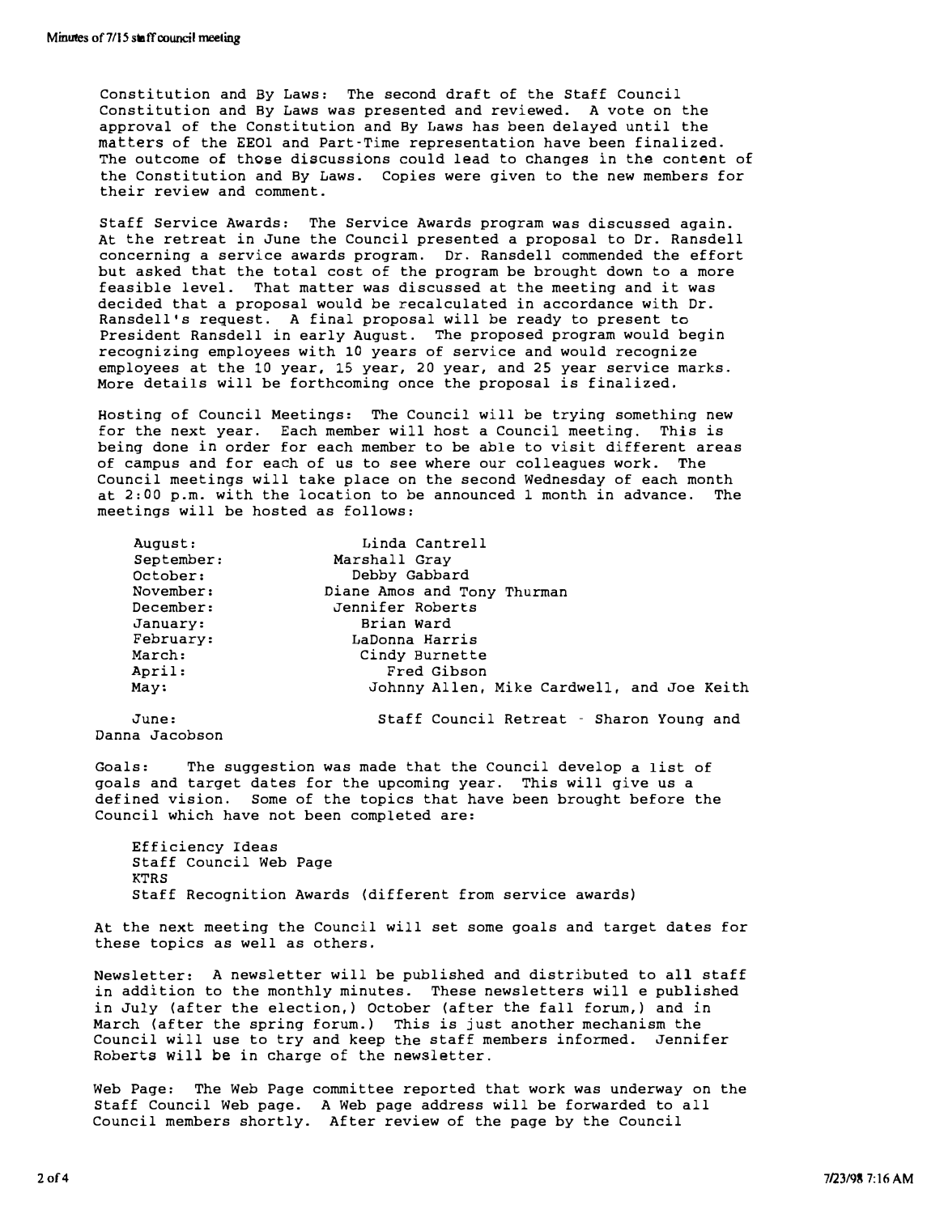Constitution and By Laws: The second draft of the Staff Council Constitution and By Laws was presented and reviewed. A vote on the approval of the Constitution and By Laws has been delayed until the matters of the EEOl and Part-Time representation have been finalized. The outcome of those discussions could lead to changes in the content of the Constitution and By Laws. Copies were given to the new members for their review and comment.

Staff Service Awards: The Service Awards program was discussed again. At the retreat in June the Council presented a proposal to Dr. Ransdell concerning a service awards program. Dr. Ransdell commended the effort but asked that the total cost of the program be brought down to a more feasible level. That matter was discussed at the meeting and it was decided that a proposal would be recalculated in accordance with Dr. Ransdell's request. A final proposal will be ready to present to President Ransdell in early August. The proposed program would begin recognizing employees with 10 years of service and would recognize employees at the 10 year, 15 year, 20 year, and 25 year service marks. More details will be forthcoming once the proposal is finalized.

Hosting of Council Meetings: The Council will be trying something new for the next year. Each member will host a Council meeting. This is being done in order for each member to be able to visit different areas of campus and for each of us to see where our colleagues work. The Council meetings will take place on the second Wednesday of each month at 2:00 p.m. with the location to be announced 1 month in advance. The meetings will be hosted as follows:

| | |
|---|---|
| August: | Linda Cantrell |
| September: | Marshall Gray |
| October: | Debby Gabbard |
| November: | Diane Amos and Tony Thurman |
| December: | Jennifer Roberts |
| January: | Brian Ward |
| February: | LaDonna Harris |
| March: | Cindy Burnette |
| April: | Fred Gibson |
| May: | Johnny Allen, Mike Cardwell, and Joe Keith |
| June: | Staff Council Retreat - Sharon Young and Danna Jacobson |

Goals: The suggestion was made that the Council develop a list of goals and target dates for the upcoming year. This will give us a defined vision. Some of the topics that have been brought before the Council which have not been completed are:

Efficiency Ideas
Staff Council Web Page
KTRS
Staff Recognition Awards (different from service awards)

At the next meeting the Council will set some goals and target dates for these topics as well as others.

Newsletter: A newsletter will be published and distributed to all staff in addition to the monthly minutes. These newsletters will e published in July (after the election,) October (after the fall forum,) and in March (after the spring forum.) This is just another mechanism the Council will use to try and keep the staff members informed. Jennifer Roberts will be in charge of the newsletter.

Web Page: The Web Page committee reported that work was underway on the Staff Council Web page. A Web page address will be forwarded to all Council members shortly. After review of the page by the Council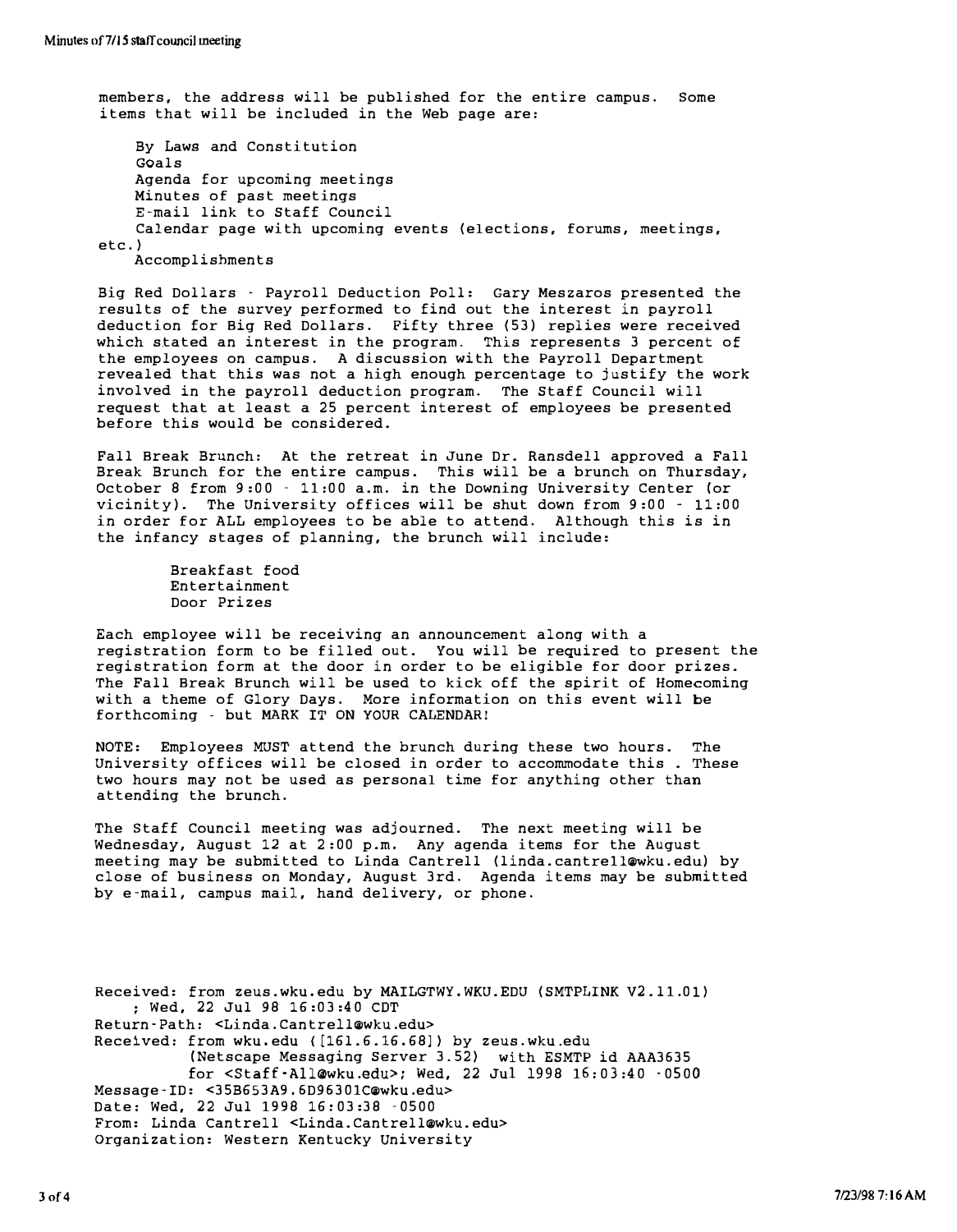members, the address will be published for the entire campus. Some items that will be included in the Web page are:

- By Laws and Constitution
- Goals
- Agenda for upcoming meetings
- Minutes of past meetings
- E-mail link to Staff Council
- Calendar page with upcoming events (elections, forums, meetings, etc.)
- Accomplishments

Big Red Dollars - Payroll Deduction Poll: Gary Meszaros presented the results of the survey performed to find out the interest in payroll deduction for Big Red Dollars. Fifty three (53) replies were received which stated an interest in the program. This represents 3 percent of the employees on campus. A discussion with the Payroll Department revealed that this was not a high enough percentage to justify the work involved in the payroll deduction program. The Staff Council will request that at least a 25 percent interest of employees be presented before this would be considered.

Fall Break Brunch: At the retreat in June Dr. Ransdell approved a Fall Break Brunch for the entire campus. This will be a brunch on Thursday, October 8 from 9:00 - 11:00 a.m. in the Downing University Center (or vicinity). The University offices will be shut down from 9:00 - 11:00 in order for ALL employees to be able to attend. Although this is in the infancy stages of planning, the brunch will include:

- Breakfast food
- Entertainment
- Door Prizes

Each employee will be receiving an announcement along with a registration form to be filled out. You will be required to present the registration form at the door in order to be eligible for door prizes. The Fall Break Brunch will be used to kick off the spirit of Homecoming with a theme of Glory Days. More information on this event will be forthcoming - but MARK IT ON YOUR CALENDAR!

NOTE: Employees MUST attend the brunch during these two hours. The University offices will be closed in order to accommodate this . These two hours may not be used as personal time for anything other than attending the brunch.

The Staff Council meeting was adjourned. The next meeting will be Wednesday, August 12 at 2:00 p.m. Any agenda items for the August meeting may be submitted to Linda Cantrell (linda.cantrell@wku.edu) by close of business on Monday, August 3rd. Agenda items may be submitted by e-mail, campus mail, hand delivery, or phone.

```
Received: from zeus.wku.edu by MAILGTWY.WKU.EDU (SMTPLINK V2.11.01)
    ; Wed, 22 Jul 98 16:03:40 CDT
Return-Path: <Linda.Cantrell@wku.edu>
Received: from wku.edu ([161.6.16.68]) by zeus.wku.edu
          (Netscape Messaging Server 3.52)  with ESMTP id AAA3635
          for <Staff-All@wku.edu>; Wed, 22 Jul 1998 16:03:40 -0500
Message-ID: <35B653A9.6D96301C@wku.edu>
Date: Wed, 22 Jul 1998 16:03:38 -0500
From: Linda Cantrell <Linda.Cantrell@wku.edu>
Organization: Western Kentucky University
```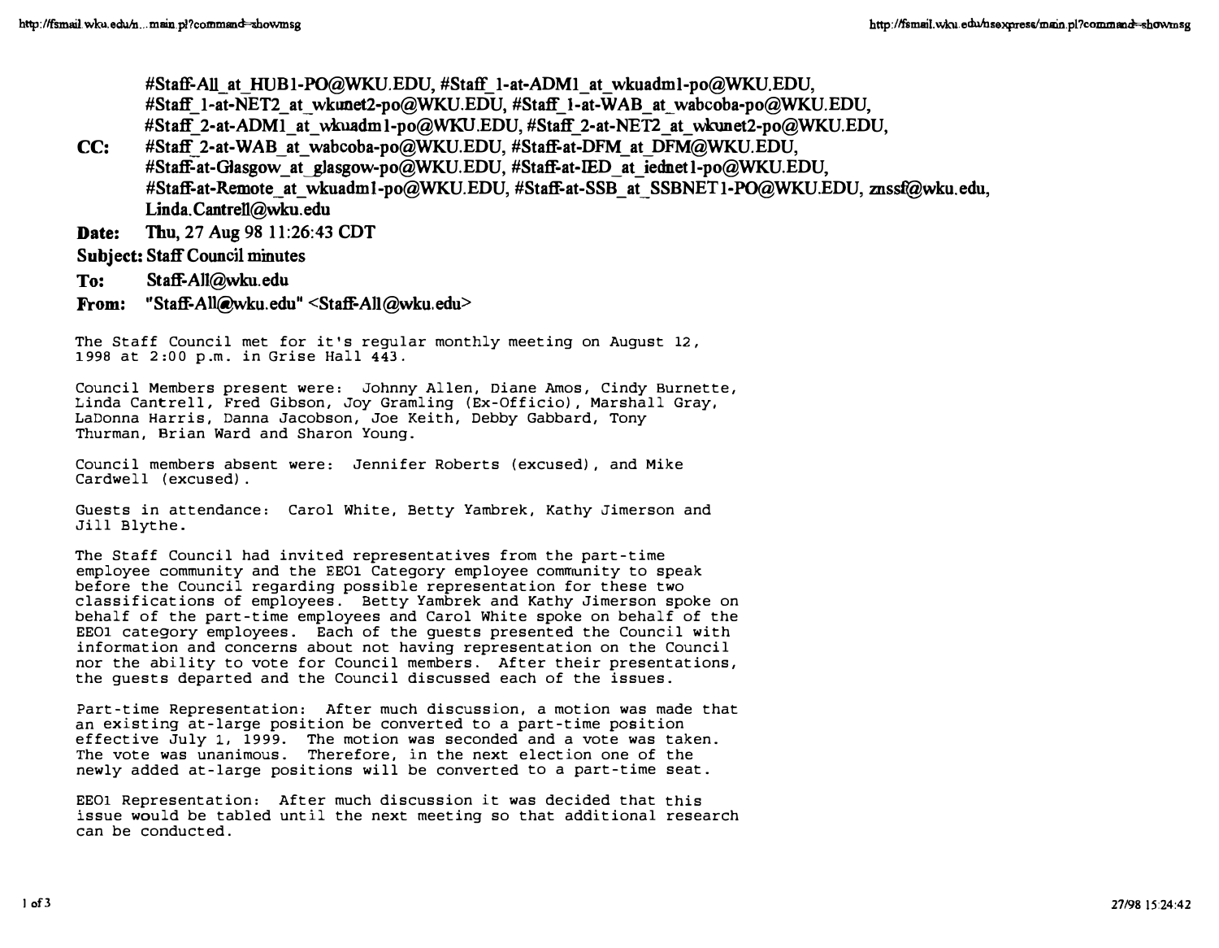**CC:** #Staff-All_at_HUB1-PO@WKU.EDU, #Staff_1-at-ADM1_at_wkuadm1-po@WKU.EDU, #Staff_1-at-NET2_at_wkunet2-po@WKU.EDU, #Staff_1-at-WAB_at_wabcoba-po@WKU.EDU, #Staff_2-at-ADM1_at_wkuadm1-po@WKU.EDU, #Staff_2-at-NET2_at_wkunet2-po@WKU.EDU, #Staff_2-at-WAB_at_wabcoba-po@WKU.EDU, #Staff-at-DFM_at_DFM@WKU.EDU, #Staff-at-Glasgow_at_glasgow-po@WKU.EDU, #Staff-at-IED_at_iednet1-po@WKU.EDU, #Staff-at-Remote_at_wkuadm1-po@WKU.EDU, #Staff-at-SSB_at_SSBNET1-PO@WKU.EDU, znssf@wku.edu, Linda.Cantrell@wku.edu

**Date:** Thu, 27 Aug 98 11:26:43 CDT

**Subject:** Staff Council minutes

**To:** Staff-All@wku.edu

**From:** "Staff-All@wku.edu" <Staff-All@wku.edu>

The Staff Council met for it's regular monthly meeting on August 12, 1998 at 2:00 p.m. in Grise Hall 443.

Council Members present were: Johnny Allen, Diane Amos, Cindy Burnette, Linda Cantrell, Fred Gibson, Joy Gramling (Ex-Officio), Marshall Gray, LaDonna Harris, Danna Jacobson, Joe Keith, Debby Gabbard, Tony Thurman, Brian Ward and Sharon Young.

Council members absent were: Jennifer Roberts (excused), and Mike Cardwell (excused).

Guests in attendance: Carol White, Betty Yambrek, Kathy Jimerson and Jill Blythe.

The Staff Council had invited representatives from the part-time employee community and the EEO1 Category employee community to speak before the Council regarding possible representation for these two classifications of employees. Betty Yambrek and Kathy Jimerson spoke on behalf of the part-time employees and Carol White spoke on behalf of the EEO1 category employees. Each of the guests presented the Council with information and concerns about not having representation on the Council nor the ability to vote for Council members. After their presentations, the guests departed and the Council discussed each of the issues.

Part-time Representation: After much discussion, a motion was made that an existing at-large position be converted to a part-time position effective July 1, 1999. The motion was seconded and a vote was taken. The vote was unanimous. Therefore, in the next election one of the newly added at-large positions will be converted to a part-time seat.

EEO1 Representation: After much discussion it was decided that this issue would be tabled until the next meeting so that additional research can be conducted.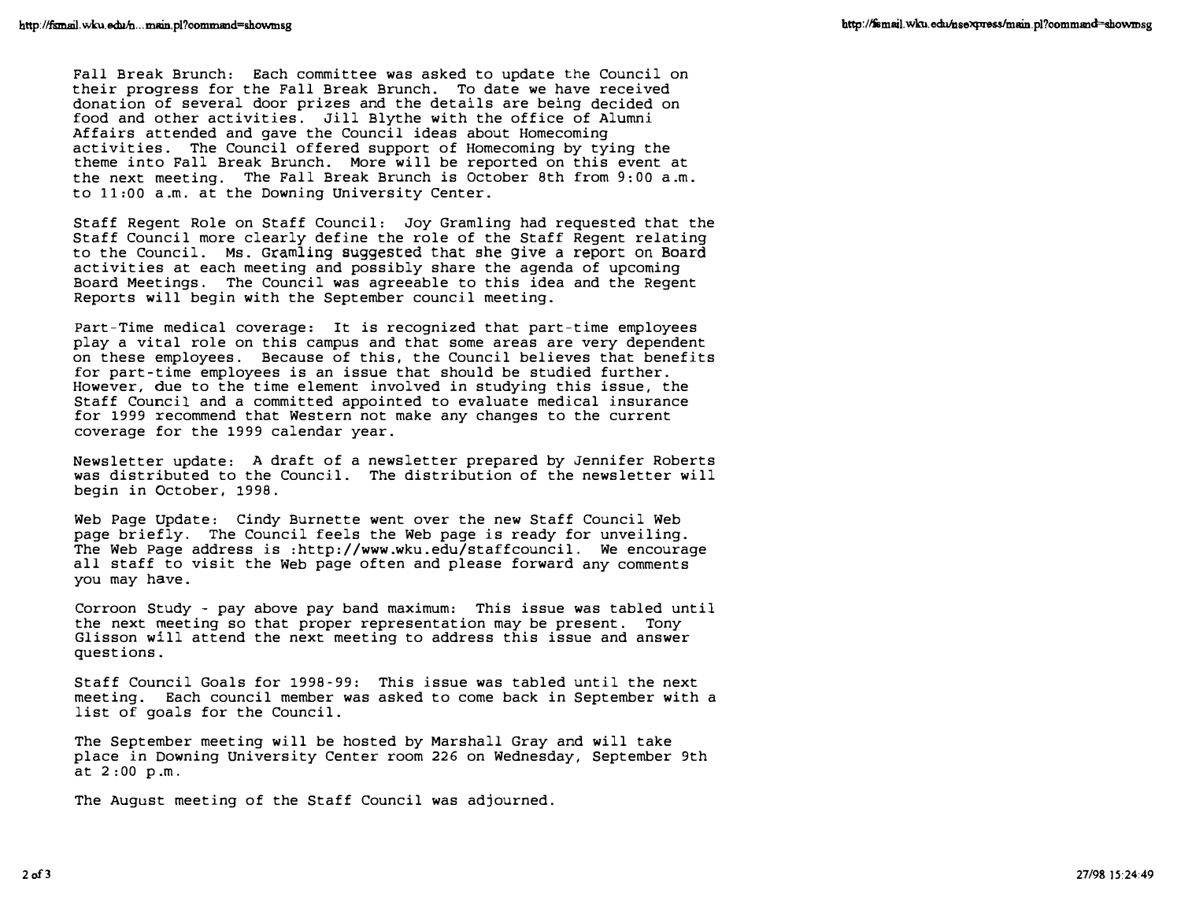Fall Break Brunch: Each committee was asked to update the Council on their progress for the Fall Break Brunch. To date we have received donation of several door prizes and the details are being decided on food and other activities. Jill Blythe with the office of Alumni Affairs attended and gave the Council ideas about Homecoming activities. The Council offered support of Homecoming by tying the theme into Fall Break Brunch. More will be reported on this event at the next meeting. The Fall Break Brunch is October 8th from 9:00 a.m. to 11:00 a.m. at the Downing University Center.

Staff Regent Role on Staff Council: Joy Gramling had requested that the Staff Council more clearly define the role of the Staff Regent relating to the Council. Ms. Gramling suggested that she give a report on Board activities at each meeting and possibly share the agenda of upcoming Board Meetings. The Council was agreeable to this idea and the Regent Reports will begin with the September council meeting.

Part-Time medical coverage: It is recognized that part-time employees play a vital role on this campus and that some areas are very dependent on these employees. Because of this, the Council believes that benefits for part-time employees is an issue that should be studied further. However, due to the time element involved in studying this issue, the Staff Council and a committed appointed to evaluate medical insurance for 1999 recommend that Western not make any changes to the current coverage for the 1999 calendar year.

Newsletter update: A draft of a newsletter prepared by Jennifer Roberts was distributed to the Council. The distribution of the newsletter will begin in October, 1998.

Web Page Update: Cindy Burnette went over the new Staff Council Web page briefly. The Council feels the Web page is ready for unveiling. The Web Page address is :http://www.wku.edu/staffcouncil. We encourage all staff to visit the Web page often and please forward any comments you may have.

Corroon Study - pay above pay band maximum: This issue was tabled until the next meeting so that proper representation may be present. Tony Glisson will attend the next meeting to address this issue and answer questions.

Staff Council Goals for 1998-99: This issue was tabled until the next meeting. Each council member was asked to come back in September with a list of goals for the Council.

The September meeting will be hosted by Marshall Gray and will take place in Downing University Center room 226 on Wednesday, September 9th at 2:00 p.m.

The August meeting of the Staff Council was adjourned.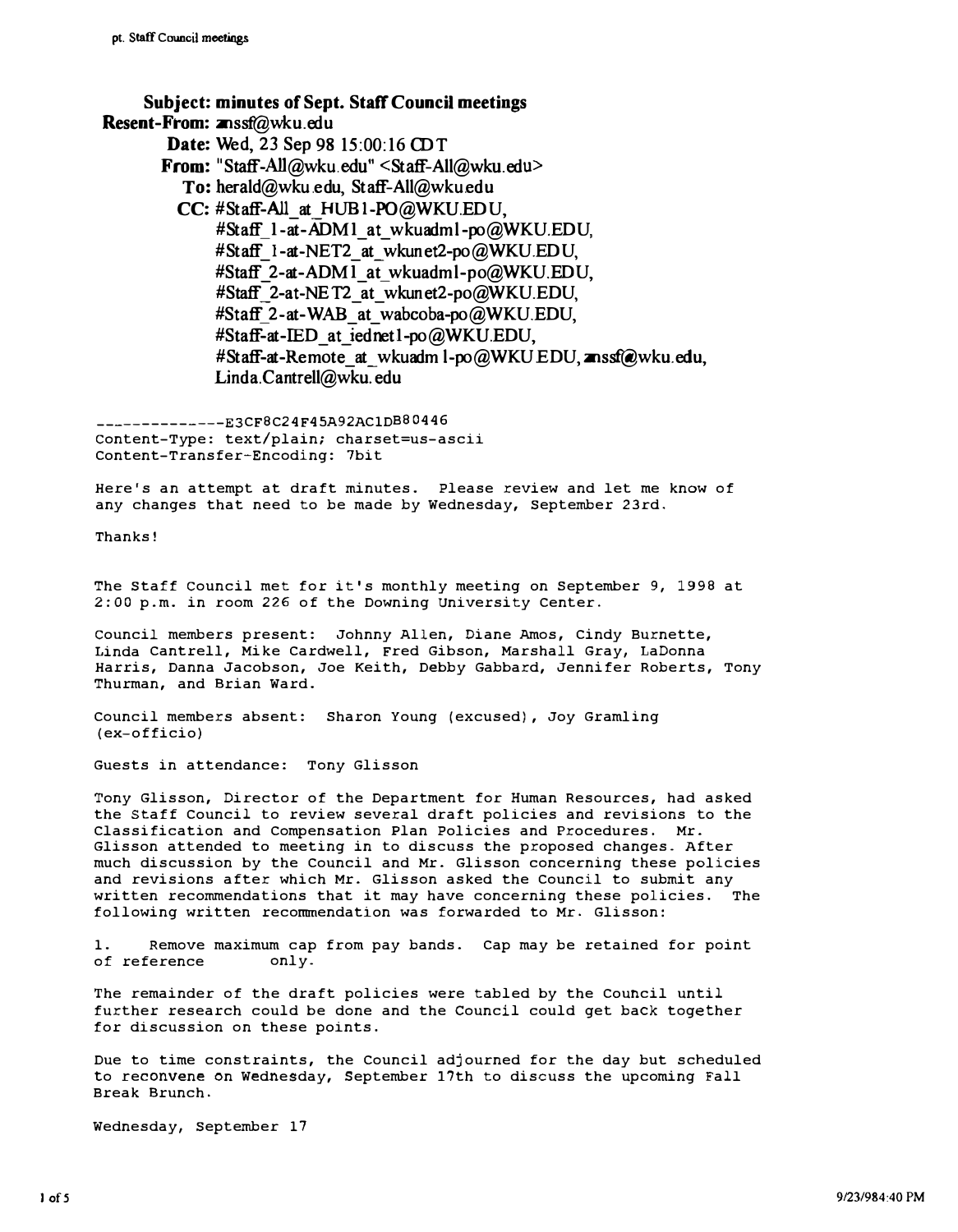**Subject:** minutes of Sept. Staff Council meetings
**Resent-From:** anssf@wku.edu
**Date:** Wed, 23 Sep 98 15:00:16 CDT
**From:** "Staff-All@wku.edu" <Staff-All@wku.edu>
**To:** herald@wku.edu, Staff-All@wku.edu
**CC:** #Staff-All_at_HUB1-PO@WKU.EDU, #Staff_1-at-ADM1_at_wkuadm1-po@WKU.EDU, #Staff_1-at-NET2_at_wkunet2-po@WKU.EDU, #Staff_2-at-ADM1_at_wkuadm1-po@WKU.EDU, #Staff_2-at-NET2_at_wkunet2-po@WKU.EDU, #Staff_2-at-WAB_at_wabcoba-po@WKU.EDU, #Staff-at-IED_at_iednet1-po@WKU.EDU, #Staff-at-Remote_at_wkuadm1-po@WKU.EDU, anssf@wku.edu, Linda.Cantrell@wku.edu

```
--------------E3CF8C24F45A92AC1DB80446
Content-Type: text/plain; charset=us-ascii
Content-Transfer-Encoding: 7bit
```

Here's an attempt at draft minutes. Please review and let me know of any changes that need to be made by Wednesday, September 23rd.

Thanks!

The Staff Council met for it's monthly meeting on September 9, 1998 at 2:00 p.m. in room 226 of the Downing University Center.

Council members present: Johnny Allen, Diane Amos, Cindy Burnette, Linda Cantrell, Mike Cardwell, Fred Gibson, Marshall Gray, LaDonna Harris, Danna Jacobson, Joe Keith, Debby Gabbard, Jennifer Roberts, Tony Thurman, and Brian Ward.

Council members absent: Sharon Young (excused), Joy Gramling (ex-officio)

Guests in attendance: Tony Glisson

Tony Glisson, Director of the Department for Human Resources, had asked the Staff Council to review several draft policies and revisions to the Classification and Compensation Plan Policies and Procedures. Mr. Glisson attended to meeting in to discuss the proposed changes. After much discussion by the Council and Mr. Glisson concerning these policies and revisions after which Mr. Glisson asked the Council to submit any written recommendations that it may have concerning these policies. The following written recommendation was forwarded to Mr. Glisson:

1. Remove maximum cap from pay bands. Cap may be retained for point of reference only.

The remainder of the draft policies were tabled by the Council until further research could be done and the Council could get back together for discussion on these points.

Due to time constraints, the Council adjourned for the day but scheduled to reconvene on Wednesday, September 17th to discuss the upcoming Fall Break Brunch.

Wednesday, September 17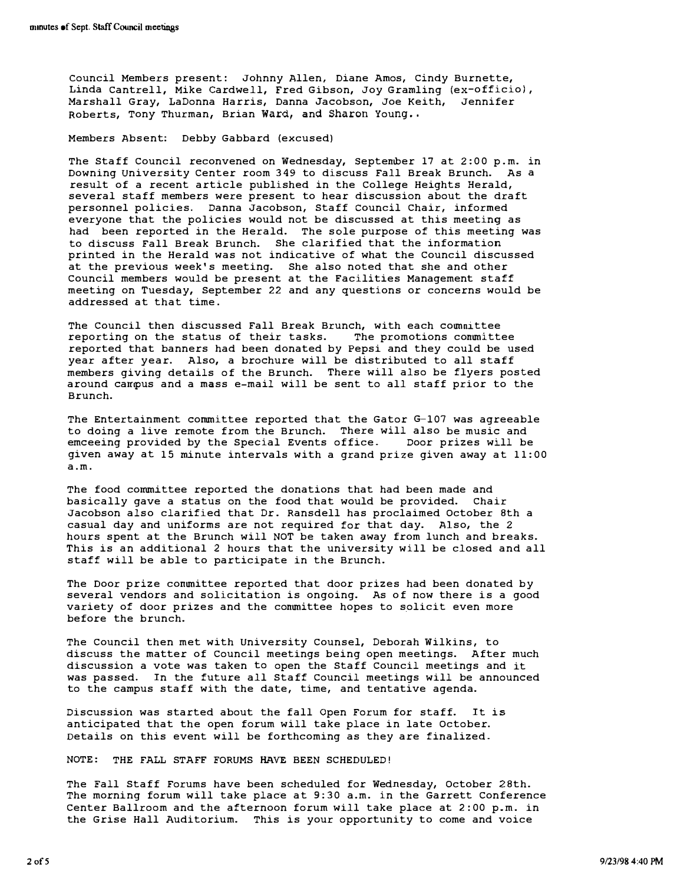Council Members present: Johnny Allen, Diane Amos, Cindy Burnette, Linda Cantrell, Mike Cardwell, Fred Gibson, Joy Gramling (ex-officio), Marshall Gray, LaDonna Harris, Danna Jacobson, Joe Keith, Jennifer Roberts, Tony Thurman, Brian Ward, and Sharon Young..

Members Absent: Debby Gabbard (excused)

The Staff Council reconvened on Wednesday, September 17 at 2:00 p.m. in Downing University Center room 349 to discuss Fall Break Brunch. As a result of a recent article published in the College Heights Herald, several staff members were present to hear discussion about the draft personnel policies. Danna Jacobson, Staff Council Chair, informed everyone that the policies would not be discussed at this meeting as had been reported in the Herald. The sole purpose of this meeting was to discuss Fall Break Brunch. She clarified that the information printed in the Herald was not indicative of what the Council discussed at the previous week's meeting. She also noted that she and other Council members would be present at the Facilities Management staff meeting on Tuesday, September 22 and any questions or concerns would be addressed at that time.

The Council then discussed Fall Break Brunch, with each committee reporting on the status of their tasks. The promotions committee reported that banners had been donated by Pepsi and they could be used year after year. Also, a brochure will be distributed to all staff members giving details of the Brunch. There will also be flyers posted around campus and a mass e-mail will be sent to all staff prior to the Brunch.

The Entertainment committee reported that the Gator G-107 was agreeable to doing a live remote from the Brunch. There will also be music and emceeing provided by the Special Events office. Door prizes will be given away at 15 minute intervals with a grand prize given away at 11:00 a.m.

The food committee reported the donations that had been made and basically gave a status on the food that would be provided. Chair Jacobson also clarified that Dr. Ransdell has proclaimed October 8th a casual day and uniforms are not required for that day. Also, the 2 hours spent at the Brunch will NOT be taken away from lunch and breaks. This is an additional 2 hours that the university will be closed and all staff will be able to participate in the Brunch.

The Door prize committee reported that door prizes had been donated by several vendors and solicitation is ongoing. As of now there is a good variety of door prizes and the committee hopes to solicit even more before the brunch.

The Council then met with University Counsel, Deborah Wilkins, to discuss the matter of Council meetings being open meetings. After much discussion a vote was taken to open the Staff Council meetings and it was passed. In the future all Staff Council meetings will be announced to the campus staff with the date, time, and tentative agenda.

Discussion was started about the fall Open Forum for staff. It is anticipated that the open forum will take place in late October. Details on this event will be forthcoming as they are finalized.

NOTE: THE FALL STAFF FORUMS HAVE BEEN SCHEDULED!

The Fall Staff Forums have been scheduled for Wednesday, October 28th. The morning forum will take place at 9:30 a.m. in the Garrett Conference Center Ballroom and the afternoon forum will take place at 2:00 p.m. in the Grise Hall Auditorium. This is your opportunity to come and voice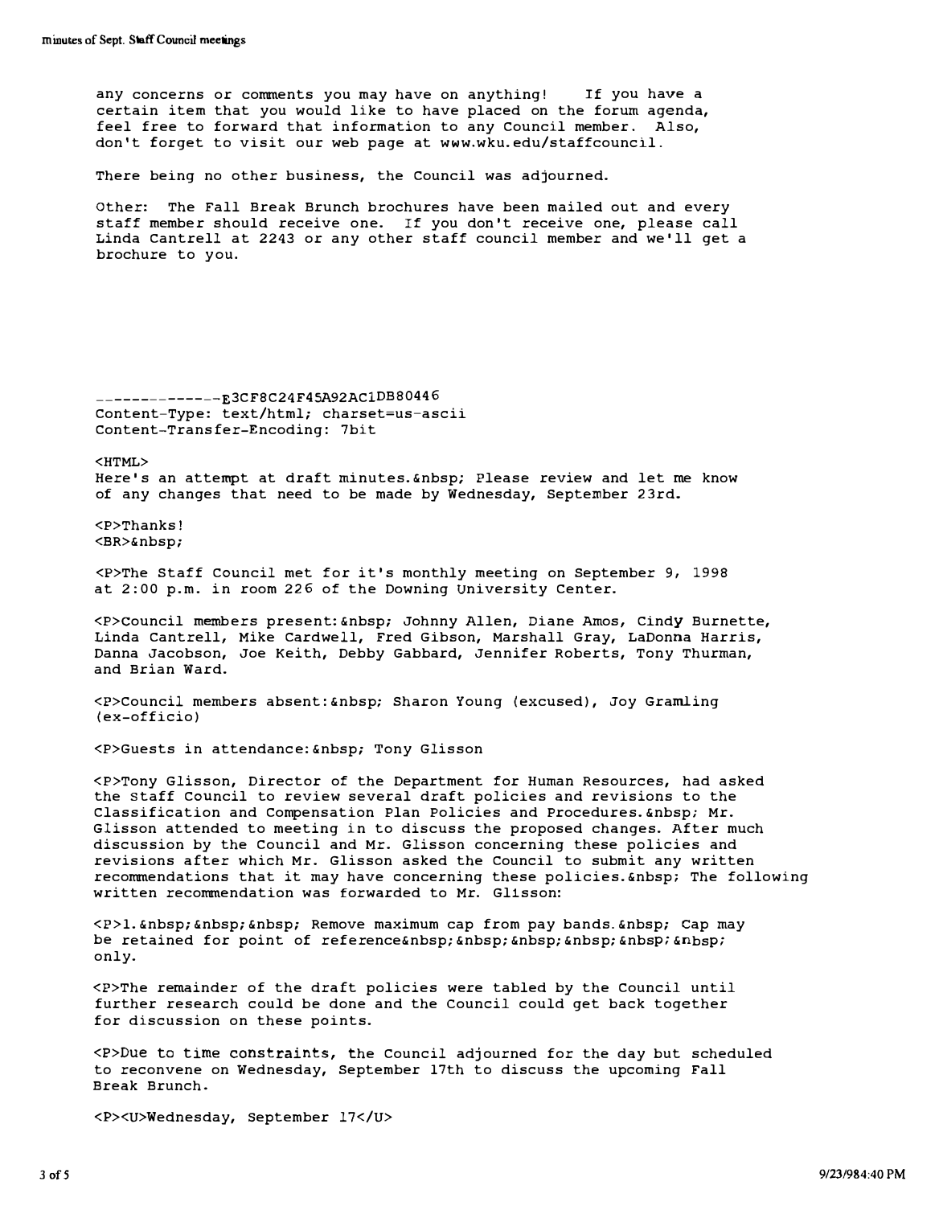any concerns or comments you may have on anything! If you have a certain item that you would like to have placed on the forum agenda, feel free to forward that information to any Council member. Also, don't forget to visit our web page at www.wku.edu/staffcouncil.

There being no other business, the Council was adjourned.

Other: The Fall Break Brunch brochures have been mailed out and every staff member should receive one. If you don't receive one, please call Linda Cantrell at 2243 or any other staff council member and we'll get a brochure to you.

--------------E3CF8C24F45A92AC1DB80446
Content-Type: text/html; charset=us-ascii
Content-Transfer-Encoding: 7bit

<HTML>
Here's an attempt at draft minutes.&nbsp; Please review and let me know of any changes that need to be made by Wednesday, September 23rd.

<P>Thanks!
<BR>&nbsp;

<P>The Staff Council met for it's monthly meeting on September 9, 1998 at 2:00 p.m. in room 226 of the Downing University Center.

<P>Council members present:&nbsp; Johnny Allen, Diane Amos, Cindy Burnette, Linda Cantrell, Mike Cardwell, Fred Gibson, Marshall Gray, LaDonna Harris, Danna Jacobson, Joe Keith, Debby Gabbard, Jennifer Roberts, Tony Thurman, and Brian Ward.

<P>Council members absent:&nbsp; Sharon Young (excused), Joy Gramling (ex-officio)

<P>Guests in attendance:&nbsp; Tony Glisson

<P>Tony Glisson, Director of the Department for Human Resources, had asked the Staff Council to review several draft policies and revisions to the Classification and Compensation Plan Policies and Procedures.&nbsp; Mr. Glisson attended to meeting in to discuss the proposed changes. After much discussion by the Council and Mr. Glisson concerning these policies and revisions after which Mr. Glisson asked the Council to submit any written recommendations that it may have concerning these policies.&nbsp; The following written recommendation was forwarded to Mr. Glisson:

<P>1.&nbsp;&nbsp;&nbsp; Remove maximum cap from pay bands.&nbsp; Cap may be retained for point of reference&nbsp;&nbsp;&nbsp;&nbsp;&nbsp;&nbsp; only.

<P>The remainder of the draft policies were tabled by the Council until further research could be done and the Council could get back together for discussion on these points.

<P>Due to time constraints, the Council adjourned for the day but scheduled to reconvene on Wednesday, September 17th to discuss the upcoming Fall Break Brunch.

<P><U>Wednesday, September 17</U>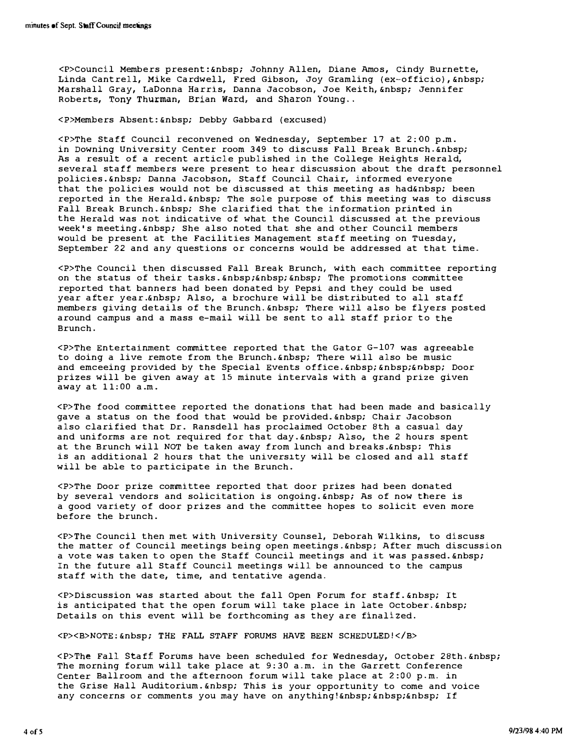<P>Council Members present:&nbsp; Johnny Allen, Diane Amos, Cindy Burnette, Linda Cantrell, Mike Cardwell, Fred Gibson, Joy Gramling (ex-officio),&nbsp; Marshall Gray, LaDonna Harris, Danna Jacobson, Joe Keith,&nbsp; Jennifer Roberts, Tony Thurman, Brian Ward, and Sharon Young..

<P>Members Absent:&nbsp; Debby Gabbard (excused)

<P>The Staff Council reconvened on Wednesday, September 17 at 2:00 p.m. in Downing University Center room 349 to discuss Fall Break Brunch.&nbsp; As a result of a recent article published in the College Heights Herald, several staff members were present to hear discussion about the draft personnel policies.&nbsp; Danna Jacobson, Staff Council Chair, informed everyone that the policies would not be discussed at this meeting as had&nbsp; been reported in the Herald.&nbsp; The sole purpose of this meeting was to discuss Fall Break Brunch.&nbsp; She clarified that the information printed in the Herald was not indicative of what the Council discussed at the previous week's meeting.&nbsp; She also noted that she and other Council members would be present at the Facilities Management staff meeting on Tuesday, September 22 and any questions or concerns would be addressed at that time.

<P>The Council then discussed Fall Break Brunch, with each committee reporting on the status of their tasks.&nbsp;&nbsp;&nbsp; The promotions committee reported that banners had been donated by Pepsi and they could be used year after year.&nbsp; Also, a brochure will be distributed to all staff members giving details of the Brunch.&nbsp; There will also be flyers posted around campus and a mass e-mail will be sent to all staff prior to the Brunch.

<P>The Entertainment committee reported that the Gator G-107 was agreeable to doing a live remote from the Brunch.&nbsp; There will also be music and emceeing provided by the Special Events office.&nbsp;&nbsp;&nbsp; Door prizes will be given away at 15 minute intervals with a grand prize given away at 11:00 a.m.

<P>The food committee reported the donations that had been made and basically gave a status on the food that would be provided.&nbsp; Chair Jacobson also clarified that Dr. Ransdell has proclaimed October 8th a casual day and uniforms are not required for that day.&nbsp; Also, the 2 hours spent at the Brunch will NOT be taken away from lunch and breaks.&nbsp; This is an additional 2 hours that the university will be closed and all staff will be able to participate in the Brunch.

<P>The Door prize committee reported that door prizes had been donated by several vendors and solicitation is ongoing.&nbsp; As of now there is a good variety of door prizes and the committee hopes to solicit even more before the brunch.

<P>The Council then met with University Counsel, Deborah Wilkins, to discuss the matter of Council meetings being open meetings.&nbsp; After much discussion a vote was taken to open the Staff Council meetings and it was passed.&nbsp; In the future all Staff Council meetings will be announced to the campus staff with the date, time, and tentative agenda.

<P>Discussion was started about the fall Open Forum for staff.&nbsp; It is anticipated that the open forum will take place in late October.&nbsp; Details on this event will be forthcoming as they are finalized.

<P><B>NOTE:&nbsp; THE FALL STAFF FORUMS HAVE BEEN SCHEDULED!</B>

<P>The Fall Staff Forums have been scheduled for Wednesday, October 28th.&nbsp; The morning forum will take place at 9:30 a.m. in the Garrett Conference Center Ballroom and the afternoon forum will take place at 2:00 p.m. in the Grise Hall Auditorium.&nbsp; This is your opportunity to come and voice any concerns or comments you may have on anything!&nbsp;&nbsp;&nbsp; If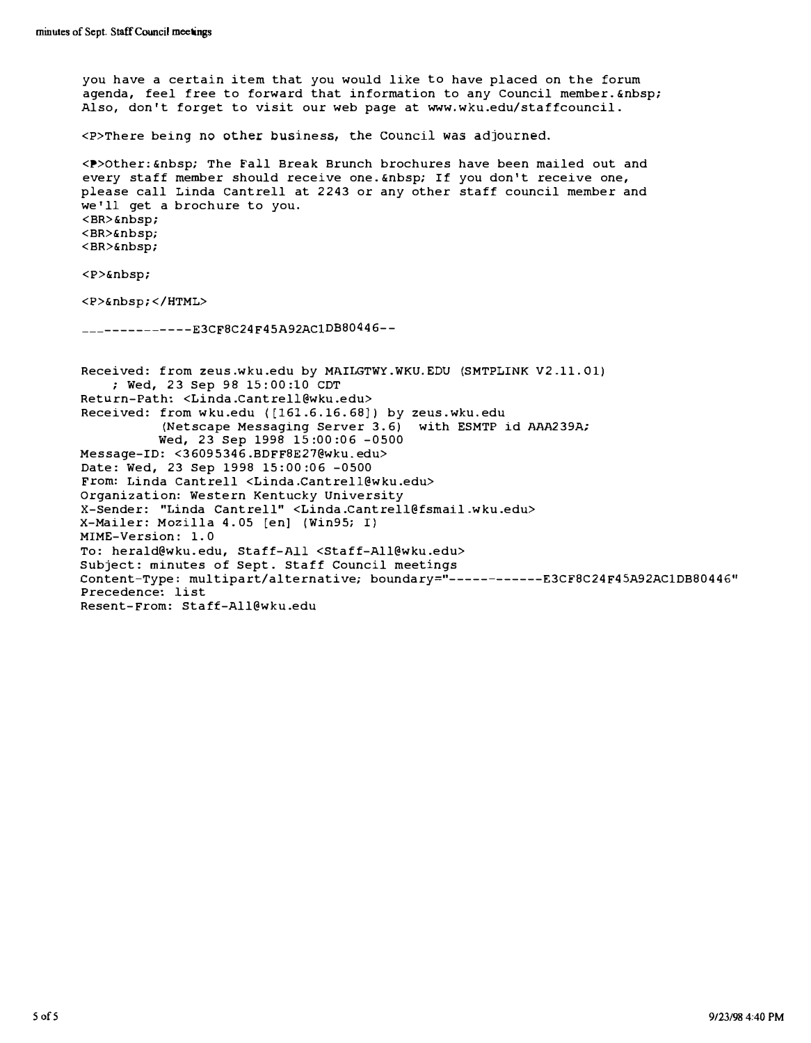you have a certain item that you would like to have placed on the forum agenda, feel free to forward that information to any Council member.&nbsp; Also, don't forget to visit our web page at www.wku.edu/staffcouncil.

<P>There being no other business, the Council was adjourned.

<P>Other:&nbsp; The Fall Break Brunch brochures have been mailed out and every staff member should receive one.&nbsp; If you don't receive one, please call Linda Cantrell at 2243 or any other staff council member and we'll get a brochure to you.
<BR>&nbsp;
<BR>&nbsp;
<BR>&nbsp;

<P>&nbsp;

<P>&nbsp;</HTML>

```
--------------E3CF8C24F45A92AC1DB80446--
```

```
Received: from zeus.wku.edu by MAILGTWY.WKU.EDU (SMTPLINK V2.11.01)
    ; Wed, 23 Sep 98 15:00:10 CDT
Return-Path: <Linda.Cantrell@wku.edu>
Received: from wku.edu ([161.6.16.68]) by zeus.wku.edu
          (Netscape Messaging Server 3.6)  with ESMTP id AAA239A;
          Wed, 23 Sep 1998 15:00:06 -0500
Message-ID: <36095346.BDFF8E27@wku.edu>
Date: Wed, 23 Sep 1998 15:00:06 -0500
From: Linda Cantrell <Linda.Cantrell@wku.edu>
Organization: Western Kentucky University
X-Sender: "Linda Cantrell" <Linda.Cantrell@fsmail.wku.edu>
X-Mailer: Mozilla 4.05 [en] (Win95; I)
MIME-Version: 1.0
To: herald@wku.edu, Staff-All <Staff-All@wku.edu>
Subject: minutes of Sept. Staff Council meetings
Content-Type: multipart/alternative; boundary="------------E3CF8C24F45A92AC1DB80446"
Precedence: list
Resent-From: Staff-All@wku.edu
```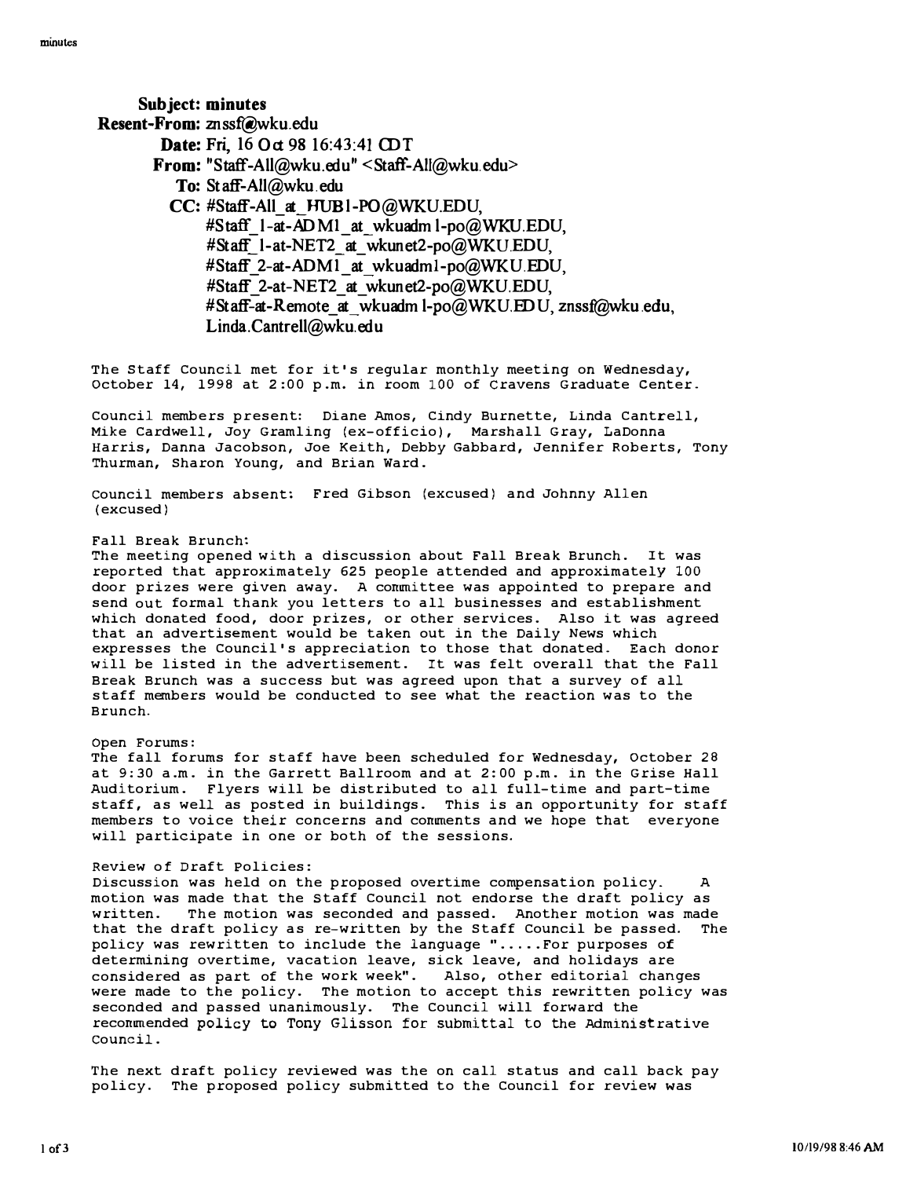**Subject:** minutes
**Resent-From:** znssf@wku.edu
**Date:** Fri, 16 Oct 98 16:43:41 CDT
**From:** "Staff-All@wku.edu" <Staff-All@wku.edu>
**To:** Staff-All@wku.edu
**CC:** #Staff-All_at_HUB1-PO@WKU.EDU, #Staff_1-at-ADM1_at_wkuadm1-po@WKU.EDU, #Staff_1-at-NET2_at_wkunet2-po@WKU.EDU, #Staff_2-at-ADM1_at_wkuadm1-po@WKU.EDU, #Staff_2-at-NET2_at_wkunet2-po@WKU.EDU, #Staff-at-Remote_at_wkuadm1-po@WKU.EDU, znssf@wku.edu, Linda.Cantrell@wku.edu

The Staff Council met for it's regular monthly meeting on Wednesday, October 14, 1998 at 2:00 p.m. in room 100 of Cravens Graduate Center.

Council members present: Diane Amos, Cindy Burnette, Linda Cantrell, Mike Cardwell, Joy Gramling (ex-officio), Marshall Gray, LaDonna Harris, Danna Jacobson, Joe Keith, Debby Gabbard, Jennifer Roberts, Tony Thurman, Sharon Young, and Brian Ward.

Council members absent: Fred Gibson (excused) and Johnny Allen (excused)

Fall Break Brunch:
The meeting opened with a discussion about Fall Break Brunch. It was reported that approximately 625 people attended and approximately 100 door prizes were given away. A committee was appointed to prepare and send out formal thank you letters to all businesses and establishment which donated food, door prizes, or other services. Also it was agreed that an advertisement would be taken out in the Daily News which expresses the Council's appreciation to those that donated. Each donor will be listed in the advertisement. It was felt overall that the Fall Break Brunch was a success but was agreed upon that a survey of all staff members would be conducted to see what the reaction was to the Brunch.

Open Forums:
The fall forums for staff have been scheduled for Wednesday, October 28 at 9:30 a.m. in the Garrett Ballroom and at 2:00 p.m. in the Grise Hall Auditorium. Flyers will be distributed to all full-time and part-time staff, as well as posted in buildings. This is an opportunity for staff members to voice their concerns and comments and we hope that everyone will participate in one or both of the sessions.

Review of Draft Policies:
Discussion was held on the proposed overtime compensation policy. A motion was made that the Staff Council not endorse the draft policy as written. The motion was seconded and passed. Another motion was made that the draft policy as re-written by the Staff Council be passed. The policy was rewritten to include the language ".....For purposes of determining overtime, vacation leave, sick leave, and holidays are considered as part of the work week". Also, other editorial changes were made to the policy. The motion to accept this rewritten policy was seconded and passed unanimously. The Council will forward the recommended policy to Tony Glisson for submittal to the Administrative Council.

The next draft policy reviewed was the on call status and call back pay policy. The proposed policy submitted to the Council for review was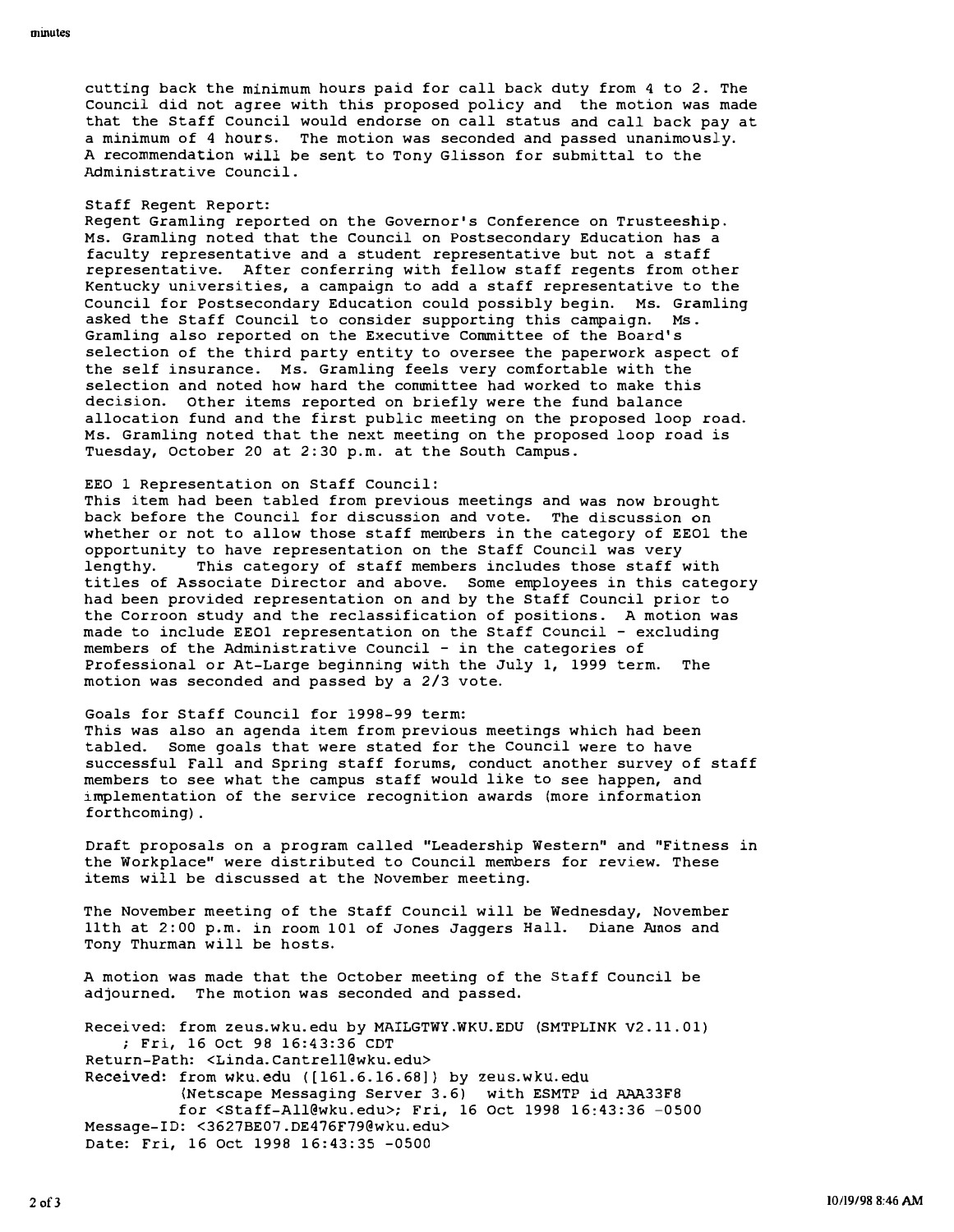cutting back the minimum hours paid for call back duty from 4 to 2. The Council did not agree with this proposed policy and the motion was made that the Staff Council would endorse on call status and call back pay at a minimum of 4 hours. The motion was seconded and passed unanimously. A recommendation will be sent to Tony Glisson for submittal to the Administrative Council.

Staff Regent Report:
Regent Gramling reported on the Governor's Conference on Trusteeship. Ms. Gramling noted that the Council on Postsecondary Education has a faculty representative and a student representative but not a staff representative. After conferring with fellow staff regents from other Kentucky universities, a campaign to add a staff representative to the Council for Postsecondary Education could possibly begin. Ms. Gramling asked the Staff Council to consider supporting this campaign. Ms. Gramling also reported on the Executive Committee of the Board's selection of the third party entity to oversee the paperwork aspect of the self insurance. Ms. Gramling feels very comfortable with the selection and noted how hard the committee had worked to make this decision. Other items reported on briefly were the fund balance allocation fund and the first public meeting on the proposed loop road. Ms. Gramling noted that the next meeting on the proposed loop road is Tuesday, October 20 at 2:30 p.m. at the South Campus.

EEO 1 Representation on Staff Council:
This item had been tabled from previous meetings and was now brought back before the Council for discussion and vote. The discussion on whether or not to allow those staff members in the category of EEO1 the opportunity to have representation on the Staff Council was very lengthy. This category of staff members includes those staff with titles of Associate Director and above. Some employees in this category had been provided representation on and by the Staff Council prior to the Corroon study and the reclassification of positions. A motion was made to include EEO1 representation on the Staff Council - excluding members of the Administrative Council - in the categories of Professional or At-Large beginning with the July 1, 1999 term. The motion was seconded and passed by a 2/3 vote.

Goals for Staff Council for 1998-99 term:
This was also an agenda item from previous meetings which had been tabled. Some goals that were stated for the Council were to have successful Fall and Spring staff forums, conduct another survey of staff members to see what the campus staff would like to see happen, and implementation of the service recognition awards (more information forthcoming).

Draft proposals on a program called "Leadership Western" and "Fitness in the Workplace" were distributed to Council members for review. These items will be discussed at the November meeting.

The November meeting of the Staff Council will be Wednesday, November 11th at 2:00 p.m. in room 101 of Jones Jaggers Hall. Diane Amos and Tony Thurman will be hosts.

A motion was made that the October meeting of the Staff Council be adjourned. The motion was seconded and passed.

```
Received: from zeus.wku.edu by MAILGTWY.WKU.EDU (SMTPLINK V2.11.01)
    ; Fri, 16 Oct 98 16:43:36 CDT
Return-Path: <Linda.Cantrell@wku.edu>
Received: from wku.edu ([161.6.16.68]) by zeus.wku.edu
          (Netscape Messaging Server 3.6) with ESMTP id AAA33F8
          for <Staff-All@wku.edu>; Fri, 16 Oct 1998 16:43:36 -0500
Message-ID: <3627BE07.DE476F79@wku.edu>
Date: Fri, 16 Oct 1998 16:43:35 -0500
```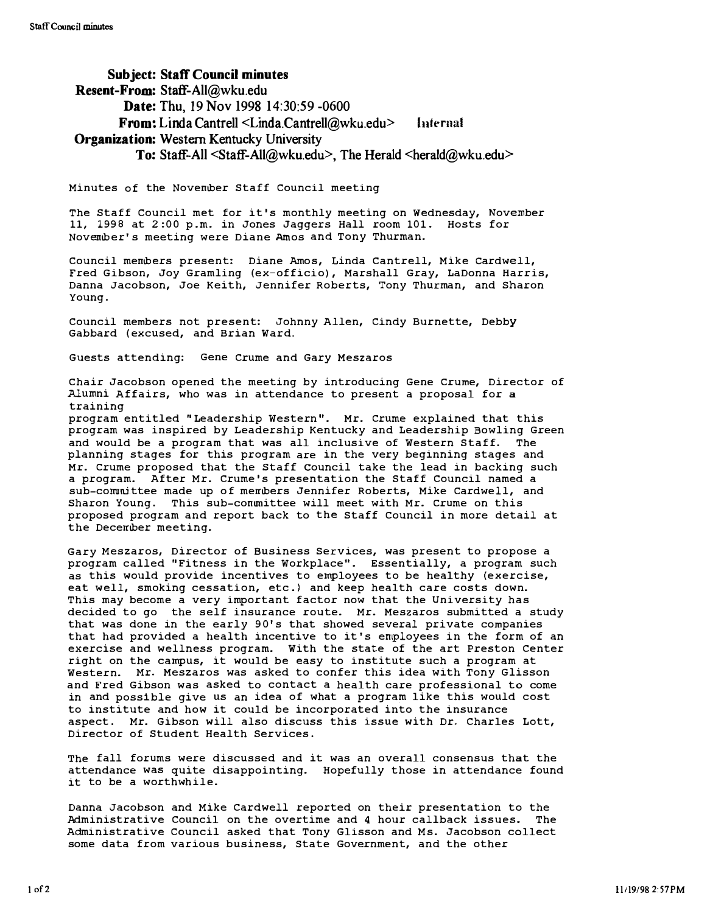**Subject:** Staff Council minutes
**Resent-From:** Staff-All@wku.edu
**Date:** Thu, 19 Nov 1998 14:30:59 -0600
**From:** Linda Cantrell <Linda.Cantrell@wku.edu> Internal
**Organization:** Western Kentucky University
**To:** Staff-All <Staff-All@wku.edu>, The Herald <herald@wku.edu>

Minutes of the November Staff Council meeting

The Staff Council met for it's monthly meeting on Wednesday, November 11, 1998 at 2:00 p.m. in Jones Jaggers Hall room 101. Hosts for November's meeting were Diane Amos and Tony Thurman.

Council members present: Diane Amos, Linda Cantrell, Mike Cardwell, Fred Gibson, Joy Gramling (ex-officio), Marshall Gray, LaDonna Harris, Danna Jacobson, Joe Keith, Jennifer Roberts, Tony Thurman, and Sharon Young.

Council members not present: Johnny Allen, Cindy Burnette, Debby Gabbard (excused, and Brian Ward.

Guests attending: Gene Crume and Gary Meszaros

Chair Jacobson opened the meeting by introducing Gene Crume, Director of Alumni Affairs, who was in attendance to present a proposal for a training program entitled "Leadership Western". Mr. Crume explained that this program was inspired by Leadership Kentucky and Leadership Bowling Green and would be a program that was all inclusive of Western Staff. The planning stages for this program are in the very beginning stages and Mr. Crume proposed that the Staff Council take the lead in backing such a program. After Mr. Crume's presentation the Staff Council named a sub-committee made up of members Jennifer Roberts, Mike Cardwell, and Sharon Young. This sub-committee will meet with Mr. Crume on this proposed program and report back to the Staff Council in more detail at the December meeting.

Gary Meszaros, Director of Business Services, was present to propose a program called "Fitness in the Workplace". Essentially, a program such as this would provide incentives to employees to be healthy (exercise, eat well, smoking cessation, etc.) and keep health care costs down. This may become a very important factor now that the University has decided to go the self insurance route. Mr. Meszaros submitted a study that was done in the early 90's that showed several private companies that had provided a health incentive to it's employees in the form of an exercise and wellness program. With the state of the art Preston Center right on the campus, it would be easy to institute such a program at Western. Mr. Meszaros was asked to confer this idea with Tony Glisson and Fred Gibson was asked to contact a health care professional to come in and possible give us an idea of what a program like this would cost to institute and how it could be incorporated into the insurance aspect. Mr. Gibson will also discuss this issue with Dr. Charles Lott, Director of Student Health Services.

The fall forums were discussed and it was an overall consensus that the attendance was quite disappointing. Hopefully those in attendance found it to be a worthwhile.

Danna Jacobson and Mike Cardwell reported on their presentation to the Administrative Council on the overtime and 4 hour callback issues. The Administrative Council asked that Tony Glisson and Ms. Jacobson collect some data from various business, State Government, and the other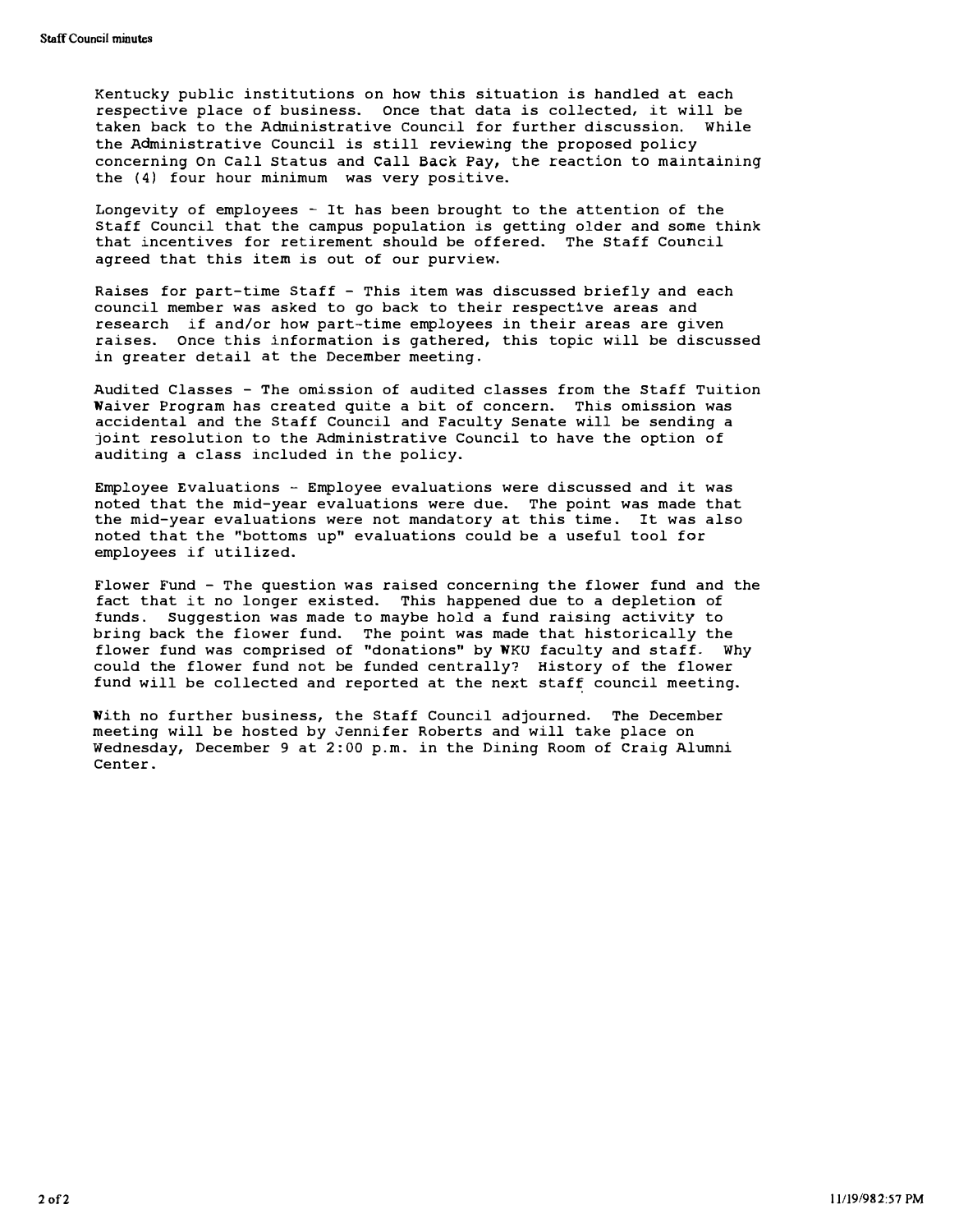Kentucky public institutions on how this situation is handled at each respective place of business. Once that data is collected, it will be taken back to the Administrative Council for further discussion. While the Administrative Council is still reviewing the proposed policy concerning On Call Status and Call Back Pay, the reaction to maintaining the (4) four hour minimum was very positive.

Longevity of employees - It has been brought to the attention of the Staff Council that the campus population is getting older and some think that incentives for retirement should be offered. The Staff Council agreed that this item is out of our purview.

Raises for part-time Staff - This item was discussed briefly and each council member was asked to go back to their respective areas and research if and/or how part-time employees in their areas are given raises. Once this information is gathered, this topic will be discussed in greater detail at the December meeting.

Audited Classes - The omission of audited classes from the Staff Tuition Waiver Program has created quite a bit of concern. This omission was accidental and the Staff Council and Faculty Senate will be sending a joint resolution to the Administrative Council to have the option of auditing a class included in the policy.

Employee Evaluations - Employee evaluations were discussed and it was noted that the mid-year evaluations were due. The point was made that the mid-year evaluations were not mandatory at this time. It was also noted that the "bottoms up" evaluations could be a useful tool for employees if utilized.

Flower Fund - The question was raised concerning the flower fund and the fact that it no longer existed. This happened due to a depletion of funds. Suggestion was made to maybe hold a fund raising activity to bring back the flower fund. The point was made that historically the flower fund was comprised of "donations" by WKU faculty and staff. Why could the flower fund not be funded centrally? History of the flower fund will be collected and reported at the next staff council meeting.

With no further business, the Staff Council adjourned. The December meeting will be hosted by Jennifer Roberts and will take place on Wednesday, December 9 at 2:00 p.m. in the Dining Room of Craig Alumni Center.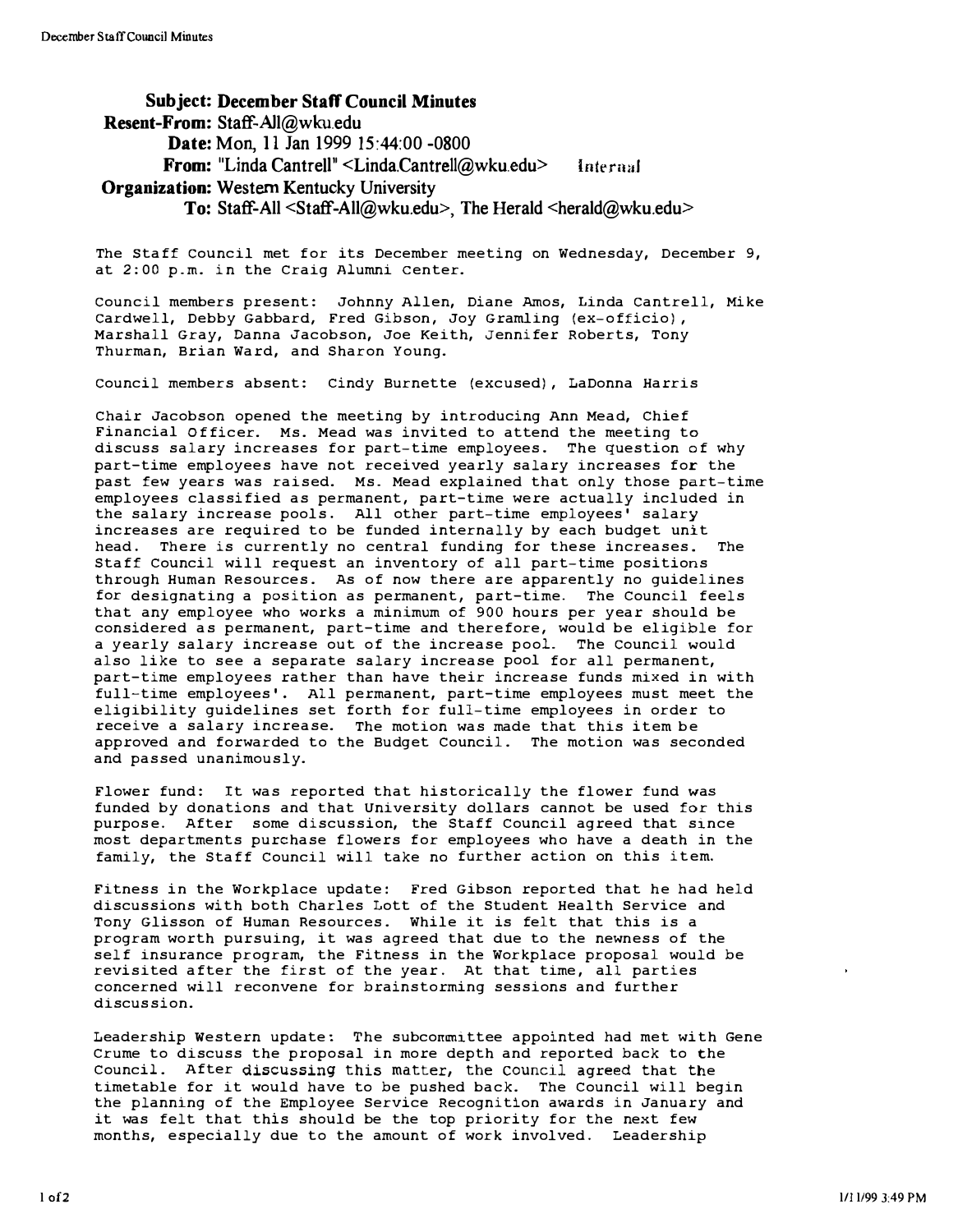**Subject:** December Staff Council Minutes
**Resent-From:** Staff-All@wku.edu
**Date:** Mon, 11 Jan 1999 15:44:00 -0800
**From:** "Linda Cantrell" <Linda.Cantrell@wku.edu> Internal
**Organization:** Western Kentucky University
**To:** Staff-All <Staff-All@wku.edu>, The Herald <herald@wku.edu>

The Staff Council met for its December meeting on Wednesday, December 9, at 2:00 p.m. in the Craig Alumni Center.

Council members present: Johnny Allen, Diane Amos, Linda Cantrell, Mike Cardwell, Debby Gabbard, Fred Gibson, Joy Gramling (ex-officio), Marshall Gray, Danna Jacobson, Joe Keith, Jennifer Roberts, Tony Thurman, Brian Ward, and Sharon Young.

Council members absent: Cindy Burnette (excused), LaDonna Harris

Chair Jacobson opened the meeting by introducing Ann Mead, Chief Financial Officer. Ms. Mead was invited to attend the meeting to discuss salary increases for part-time employees. The question of why part-time employees have not received yearly salary increases for the past few years was raised. Ms. Mead explained that only those part-time employees classified as permanent, part-time were actually included in the salary increase pools. All other part-time employees' salary increases are required to be funded internally by each budget unit head. There is currently no central funding for these increases. The Staff Council will request an inventory of all part-time positions through Human Resources. As of now there are apparently no guidelines for designating a position as permanent, part-time. The Council feels that any employee who works a minimum of 900 hours per year should be considered as permanent, part-time and therefore, would be eligible for a yearly salary increase out of the increase pool. The Council would also like to see a separate salary increase pool for all permanent, part-time employees rather than have their increase funds mixed in with full-time employees'. All permanent, part-time employees must meet the eligibility guidelines set forth for full-time employees in order to receive a salary increase. The motion was made that this item be approved and forwarded to the Budget Council. The motion was seconded and passed unanimously.

Flower fund: It was reported that historically the flower fund was funded by donations and that University dollars cannot be used for this purpose. After some discussion, the Staff Council agreed that since most departments purchase flowers for employees who have a death in the family, the Staff Council will take no further action on this item.

Fitness in the Workplace update: Fred Gibson reported that he had held discussions with both Charles Lott of the Student Health Service and Tony Glisson of Human Resources. While it is felt that this is a program worth pursuing, it was agreed that due to the newness of the self insurance program, the Fitness in the Workplace proposal would be revisited after the first of the year. At that time, all parties concerned will reconvene for brainstorming sessions and further discussion.

Leadership Western update: The subcommittee appointed had met with Gene Crume to discuss the proposal in more depth and reported back to the Council. After discussing this matter, the Council agreed that the timetable for it would have to be pushed back. The Council will begin the planning of the Employee Service Recognition awards in January and it was felt that this should be the top priority for the next few months, especially due to the amount of work involved. Leadership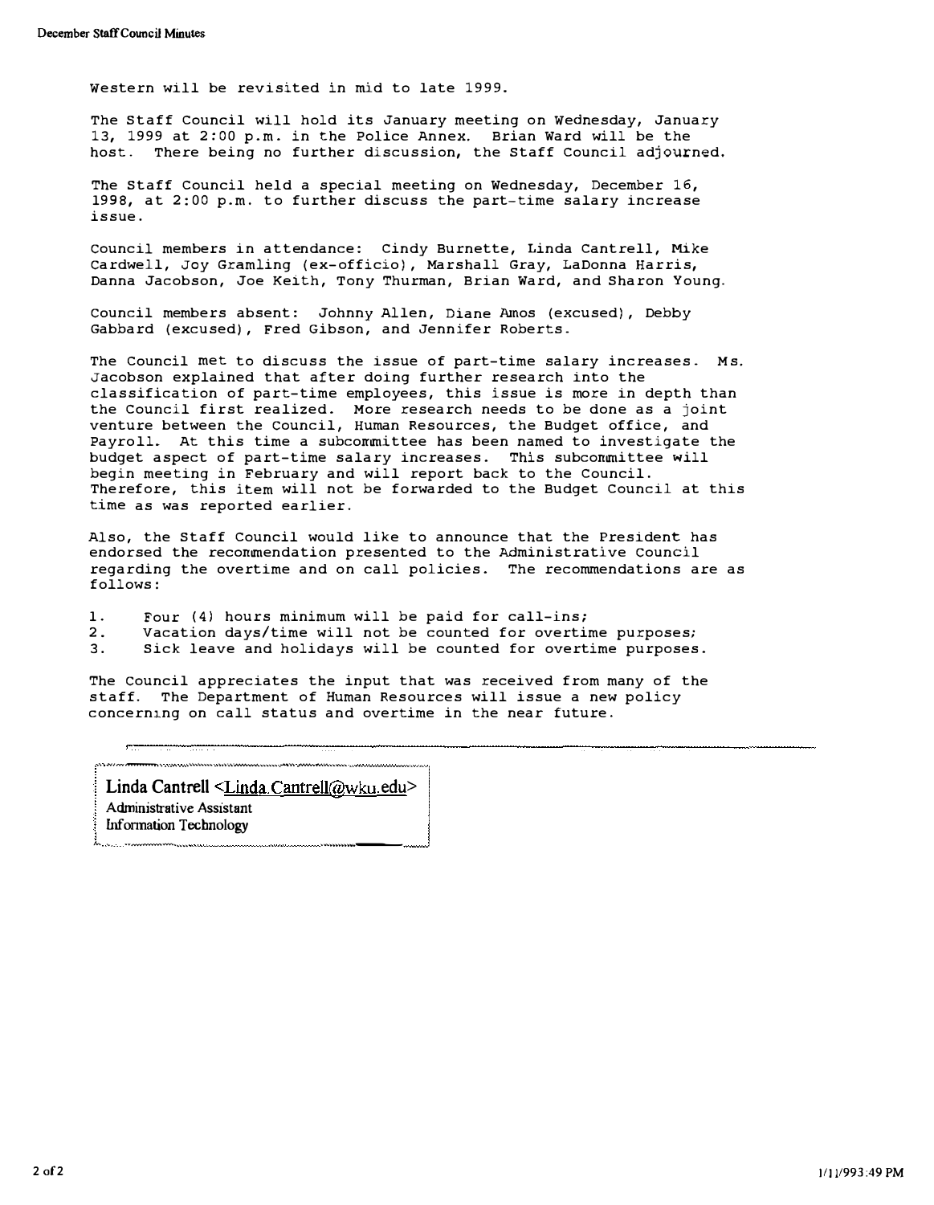Western will be revisited in mid to late 1999.

The Staff Council will hold its January meeting on Wednesday, January 13, 1999 at 2:00 p.m. in the Police Annex. Brian Ward will be the host. There being no further discussion, the Staff Council adjourned.

The Staff Council held a special meeting on Wednesday, December 16, 1998, at 2:00 p.m. to further discuss the part-time salary increase issue.

Council members in attendance: Cindy Burnette, Linda Cantrell, Mike Cardwell, Joy Gramling (ex-officio), Marshall Gray, LaDonna Harris, Danna Jacobson, Joe Keith, Tony Thurman, Brian Ward, and Sharon Young.

Council members absent: Johnny Allen, Diane Amos (excused), Debby Gabbard (excused), Fred Gibson, and Jennifer Roberts.

The Council met to discuss the issue of part-time salary increases. Ms. Jacobson explained that after doing further research into the classification of part-time employees, this issue is more in depth than the Council first realized. More research needs to be done as a joint venture between the Council, Human Resources, the Budget office, and Payroll. At this time a subcommittee has been named to investigate the budget aspect of part-time salary increases. This subcommittee will begin meeting in February and will report back to the Council. Therefore, this item will not be forwarded to the Budget Council at this time as was reported earlier.

Also, the Staff Council would like to announce that the President has endorsed the recommendation presented to the Administrative Council regarding the overtime and on call policies. The recommendations are as follows:

1. Four (4) hours minimum will be paid for call-ins;
2. Vacation days/time will not be counted for overtime purposes;
3. Sick leave and holidays will be counted for overtime purposes.

The Council appreciates the input that was received from many of the staff. The Department of Human Resources will issue a new policy concerning on call status and overtime in the near future.

---

**Linda Cantrell** <Linda.Cantrell@wku.edu>
Administrative Assistant
Information Technology